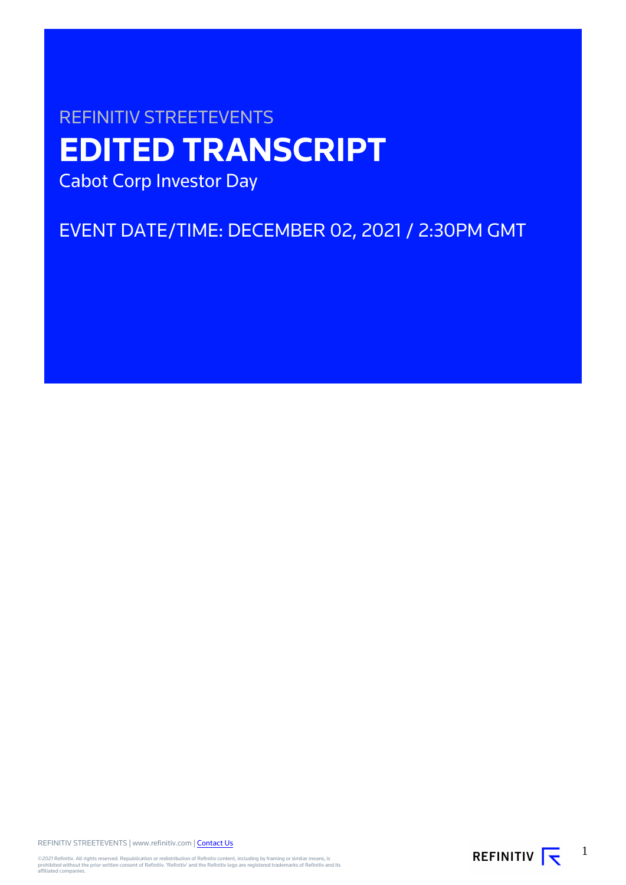REFINITIV STREETEVENTS

# EDITED TRANSCRIPT

Cabot Corp Investor Day

EVENT DATE/TIME: DECEMBER 02, 2021 / 2:30PM GMT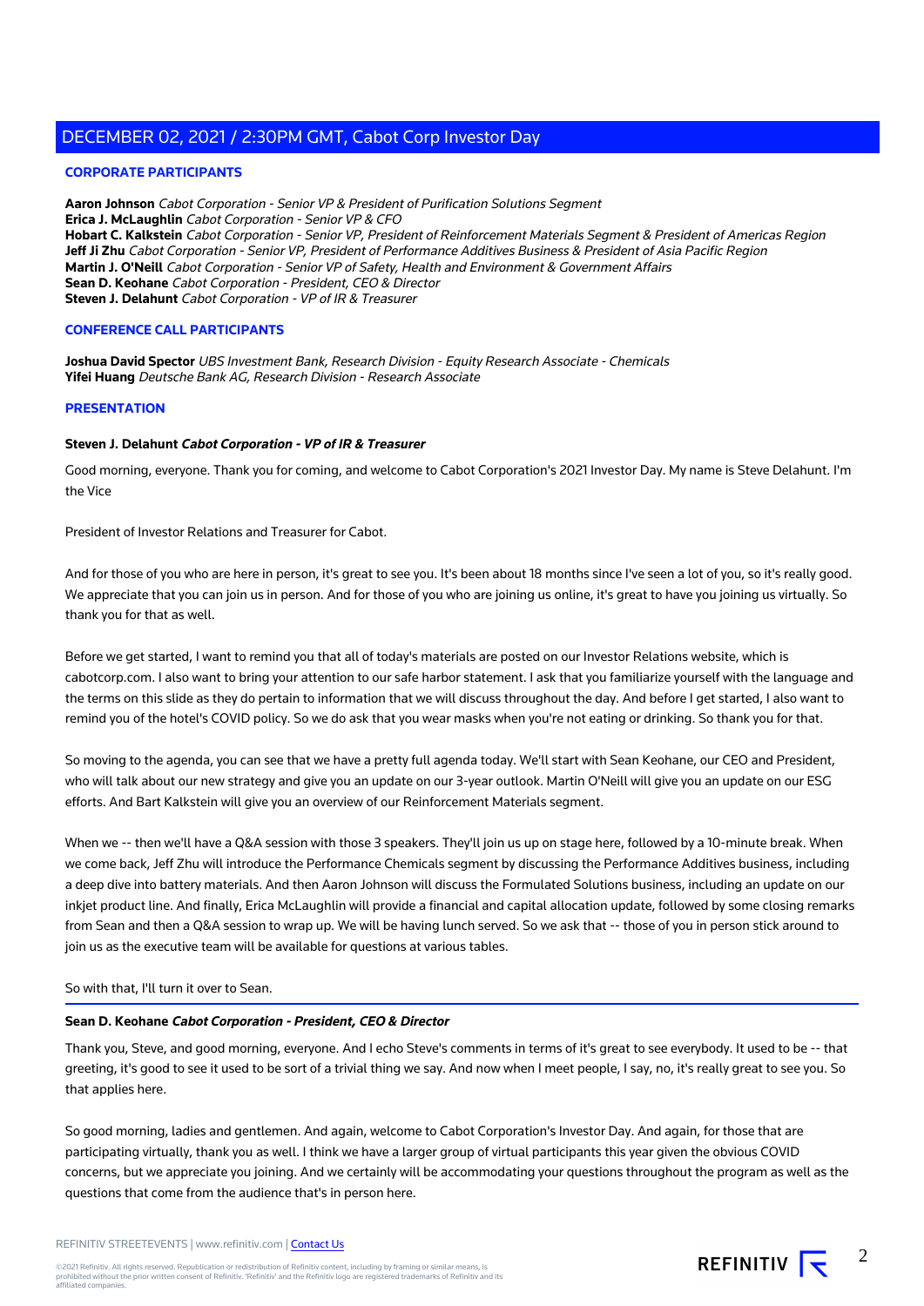# DECEMBER 02, 2021 / 2:30PM GMT, Cabot Corp Investor Day

## CORPORATE PARTICIPANTS

**Aaron Johnson** *Cabot Corporation - Senior VP & President of Purification Solutions Segment*
**Erica J. McLaughlin** *Cabot Corporation - Senior VP & CFO*
**Hobart C. Kalkstein** *Cabot Corporation - Senior VP, President of Reinforcement Materials Segment & President of Americas Region*
**Jeff Ji Zhu** *Cabot Corporation - Senior VP, President of Performance Additives Business & President of Asia Pacific Region*
**Martin J. O'Neill** *Cabot Corporation - Senior VP of Safety, Health and Environment & Government Affairs*
**Sean D. Keohane** *Cabot Corporation - President, CEO & Director*
**Steven J. Delahunt** *Cabot Corporation - VP of IR & Treasurer*

## CONFERENCE CALL PARTICIPANTS

**Joshua David Spector** *UBS Investment Bank, Research Division - Equity Research Associate - Chemicals*
**Yifei Huang** *Deutsche Bank AG, Research Division - Research Associate*

## PRESENTATION

**Steven J. Delahunt** ***Cabot Corporation - VP of IR & Treasurer***

Good morning, everyone. Thank you for coming, and welcome to Cabot Corporation's 2021 Investor Day. My name is Steve Delahunt. I'm the Vice

President of Investor Relations and Treasurer for Cabot.

And for those of you who are here in person, it's great to see you. It's been about 18 months since I've seen a lot of you, so it's really good. We appreciate that you can join us in person. And for those of you who are joining us online, it's great to have you joining us virtually. So thank you for that as well.

Before we get started, I want to remind you that all of today's materials are posted on our Investor Relations website, which is cabotcorp.com. I also want to bring your attention to our safe harbor statement. I ask that you familiarize yourself with the language and the terms on this slide as they do pertain to information that we will discuss throughout the day. And before I get started, I also want to remind you of the hotel's COVID policy. So we do ask that you wear masks when you're not eating or drinking. So thank you for that.

So moving to the agenda, you can see that we have a pretty full agenda today. We'll start with Sean Keohane, our CEO and President, who will talk about our new strategy and give you an update on our 3-year outlook. Martin O'Neill will give you an update on our ESG efforts. And Bart Kalkstein will give you an overview of our Reinforcement Materials segment.

When we -- then we'll have a Q&A session with those 3 speakers. They'll join us up on stage here, followed by a 10-minute break. When we come back, Jeff Zhu will introduce the Performance Chemicals segment by discussing the Performance Additives business, including a deep dive into battery materials. And then Aaron Johnson will discuss the Formulated Solutions business, including an update on our inkjet product line. And finally, Erica McLaughlin will provide a financial and capital allocation update, followed by some closing remarks from Sean and then a Q&A session to wrap up. We will be having lunch served. So we ask that -- those of you in person stick around to join us as the executive team will be available for questions at various tables.

So with that, I'll turn it over to Sean.

**Sean D. Keohane** ***Cabot Corporation - President, CEO & Director***

Thank you, Steve, and good morning, everyone. And I echo Steve's comments in terms of it's great to see everybody. It used to be -- that greeting, it's good to see it used to be sort of a trivial thing we say. And now when I meet people, I say, no, it's really great to see you. So that applies here.

So good morning, ladies and gentlemen. And again, welcome to Cabot Corporation's Investor Day. And again, for those that are participating virtually, thank you as well. I think we have a larger group of virtual participants this year given the obvious COVID concerns, but we appreciate you joining. And we certainly will be accommodating your questions throughout the program as well as the questions that come from the audience that's in person here.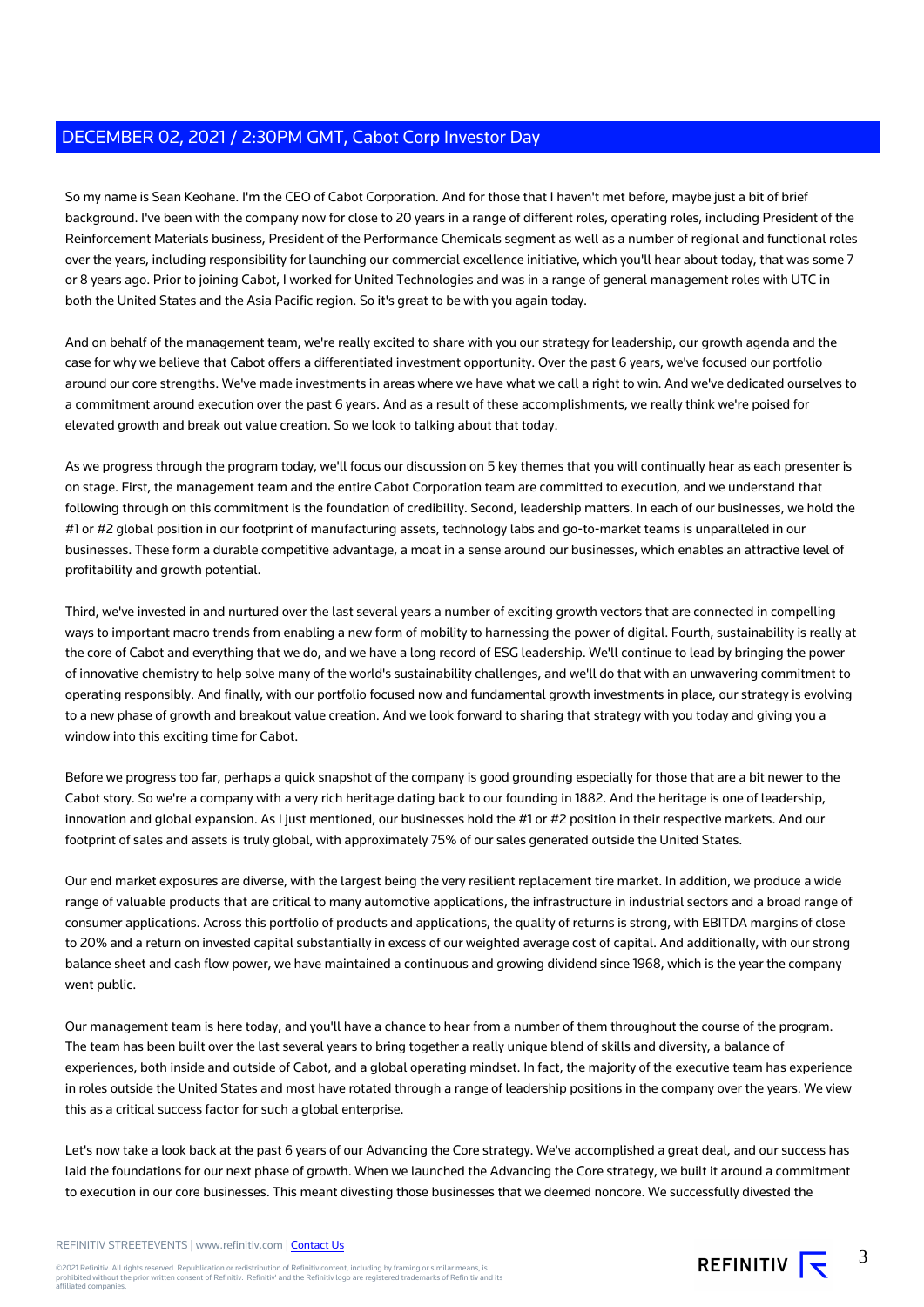So my name is Sean Keohane. I'm the CEO of Cabot Corporation. And for those that I haven't met before, maybe just a bit of brief background. I've been with the company now for close to 20 years in a range of different roles, operating roles, including President of the Reinforcement Materials business, President of the Performance Chemicals segment as well as a number of regional and functional roles over the years, including responsibility for launching our commercial excellence initiative, which you'll hear about today, that was some 7 or 8 years ago. Prior to joining Cabot, I worked for United Technologies and was in a range of general management roles with UTC in both the United States and the Asia Pacific region. So it's great to be with you again today.

And on behalf of the management team, we're really excited to share with you our strategy for leadership, our growth agenda and the case for why we believe that Cabot offers a differentiated investment opportunity. Over the past 6 years, we've focused our portfolio around our core strengths. We've made investments in areas where we have what we call a right to win. And we've dedicated ourselves to a commitment around execution over the past 6 years. And as a result of these accomplishments, we really think we're poised for elevated growth and break out value creation. So we look to talking about that today.

As we progress through the program today, we'll focus our discussion on 5 key themes that you will continually hear as each presenter is on stage. First, the management team and the entire Cabot Corporation team are committed to execution, and we understand that following through on this commitment is the foundation of credibility. Second, leadership matters. In each of our businesses, we hold the #1 or #2 global position in our footprint of manufacturing assets, technology labs and go-to-market teams is unparalleled in our businesses. These form a durable competitive advantage, a moat in a sense around our businesses, which enables an attractive level of profitability and growth potential.

Third, we've invested in and nurtured over the last several years a number of exciting growth vectors that are connected in compelling ways to important macro trends from enabling a new form of mobility to harnessing the power of digital. Fourth, sustainability is really at the core of Cabot and everything that we do, and we have a long record of ESG leadership. We'll continue to lead by bringing the power of innovative chemistry to help solve many of the world's sustainability challenges, and we'll do that with an unwavering commitment to operating responsibly. And finally, with our portfolio focused now and fundamental growth investments in place, our strategy is evolving to a new phase of growth and breakout value creation. And we look forward to sharing that strategy with you today and giving you a window into this exciting time for Cabot.

Before we progress too far, perhaps a quick snapshot of the company is good grounding especially for those that are a bit newer to the Cabot story. So we're a company with a very rich heritage dating back to our founding in 1882. And the heritage is one of leadership, innovation and global expansion. As I just mentioned, our businesses hold the #1 or #2 position in their respective markets. And our footprint of sales and assets is truly global, with approximately 75% of our sales generated outside the United States.

Our end market exposures are diverse, with the largest being the very resilient replacement tire market. In addition, we produce a wide range of valuable products that are critical to many automotive applications, the infrastructure in industrial sectors and a broad range of consumer applications. Across this portfolio of products and applications, the quality of returns is strong, with EBITDA margins of close to 20% and a return on invested capital substantially in excess of our weighted average cost of capital. And additionally, with our strong balance sheet and cash flow power, we have maintained a continuous and growing dividend since 1968, which is the year the company went public.

Our management team is here today, and you'll have a chance to hear from a number of them throughout the course of the program. The team has been built over the last several years to bring together a really unique blend of skills and diversity, a balance of experiences, both inside and outside of Cabot, and a global operating mindset. In fact, the majority of the executive team has experience in roles outside the United States and most have rotated through a range of leadership positions in the company over the years. We view this as a critical success factor for such a global enterprise.

Let's now take a look back at the past 6 years of our Advancing the Core strategy. We've accomplished a great deal, and our success has laid the foundations for our next phase of growth. When we launched the Advancing the Core strategy, we built it around a commitment to execution in our core businesses. This meant divesting those businesses that we deemed noncore. We successfully divested the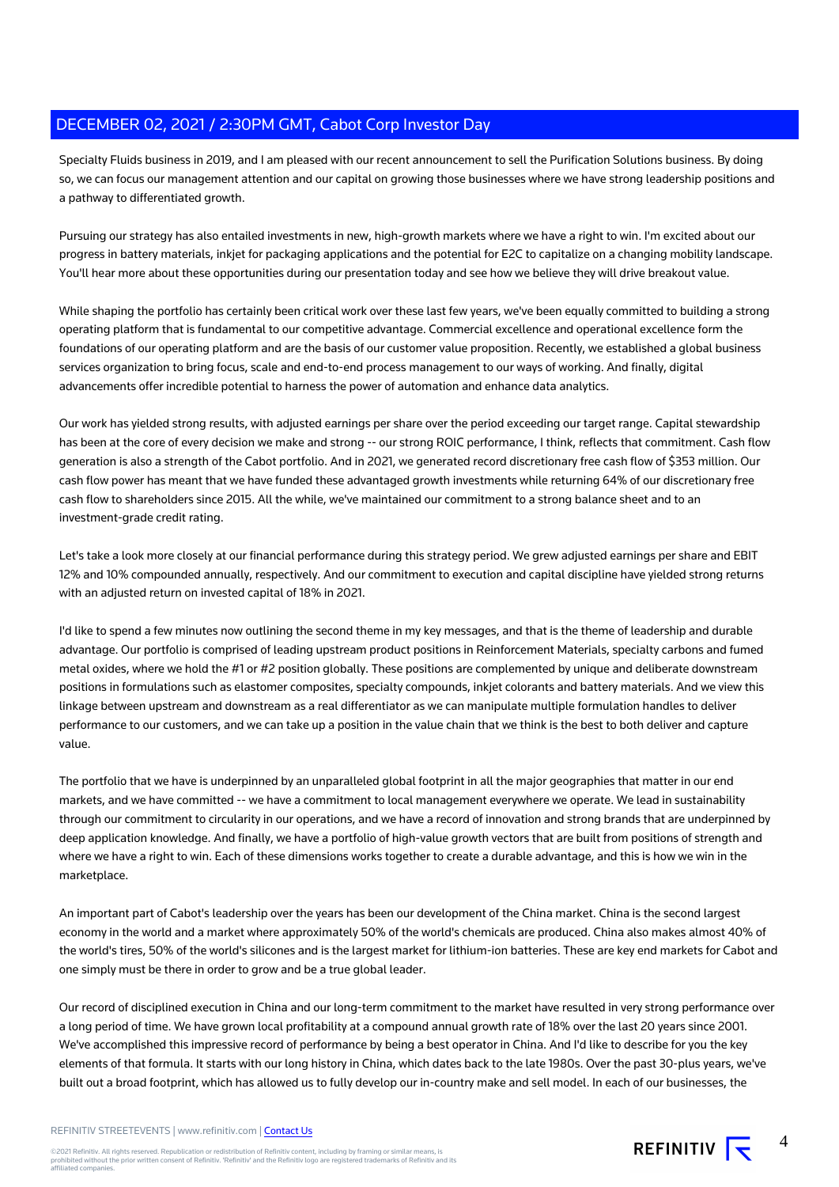Specialty Fluids business in 2019, and I am pleased with our recent announcement to sell the Purification Solutions business. By doing so, we can focus our management attention and our capital on growing those businesses where we have strong leadership positions and a pathway to differentiated growth.

Pursuing our strategy has also entailed investments in new, high-growth markets where we have a right to win. I'm excited about our progress in battery materials, inkjet for packaging applications and the potential for E2C to capitalize on a changing mobility landscape. You'll hear more about these opportunities during our presentation today and see how we believe they will drive breakout value.

While shaping the portfolio has certainly been critical work over these last few years, we've been equally committed to building a strong operating platform that is fundamental to our competitive advantage. Commercial excellence and operational excellence form the foundations of our operating platform and are the basis of our customer value proposition. Recently, we established a global business services organization to bring focus, scale and end-to-end process management to our ways of working. And finally, digital advancements offer incredible potential to harness the power of automation and enhance data analytics.

Our work has yielded strong results, with adjusted earnings per share over the period exceeding our target range. Capital stewardship has been at the core of every decision we make and strong -- our strong ROIC performance, I think, reflects that commitment. Cash flow generation is also a strength of the Cabot portfolio. And in 2021, we generated record discretionary free cash flow of $353 million. Our cash flow power has meant that we have funded these advantaged growth investments while returning 64% of our discretionary free cash flow to shareholders since 2015. All the while, we've maintained our commitment to a strong balance sheet and to an investment-grade credit rating.

Let's take a look more closely at our financial performance during this strategy period. We grew adjusted earnings per share and EBIT 12% and 10% compounded annually, respectively. And our commitment to execution and capital discipline have yielded strong returns with an adjusted return on invested capital of 18% in 2021.

I'd like to spend a few minutes now outlining the second theme in my key messages, and that is the theme of leadership and durable advantage. Our portfolio is comprised of leading upstream product positions in Reinforcement Materials, specialty carbons and fumed metal oxides, where we hold the #1 or #2 position globally. These positions are complemented by unique and deliberate downstream positions in formulations such as elastomer composites, specialty compounds, inkjet colorants and battery materials. And we view this linkage between upstream and downstream as a real differentiator as we can manipulate multiple formulation handles to deliver performance to our customers, and we can take up a position in the value chain that we think is the best to both deliver and capture value.

The portfolio that we have is underpinned by an unparalleled global footprint in all the major geographies that matter in our end markets, and we have committed -- we have a commitment to local management everywhere we operate. We lead in sustainability through our commitment to circularity in our operations, and we have a record of innovation and strong brands that are underpinned by deep application knowledge. And finally, we have a portfolio of high-value growth vectors that are built from positions of strength and where we have a right to win. Each of these dimensions works together to create a durable advantage, and this is how we win in the marketplace.

An important part of Cabot's leadership over the years has been our development of the China market. China is the second largest economy in the world and a market where approximately 50% of the world's chemicals are produced. China also makes almost 40% of the world's tires, 50% of the world's silicones and is the largest market for lithium-ion batteries. These are key end markets for Cabot and one simply must be there in order to grow and be a true global leader.

Our record of disciplined execution in China and our long-term commitment to the market have resulted in very strong performance over a long period of time. We have grown local profitability at a compound annual growth rate of 18% over the last 20 years since 2001. We've accomplished this impressive record of performance by being a best operator in China. And I'd like to describe for you the key elements of that formula. It starts with our long history in China, which dates back to the late 1980s. Over the past 30-plus years, we've built out a broad footprint, which has allowed us to fully develop our in-country make and sell model. In each of our businesses, the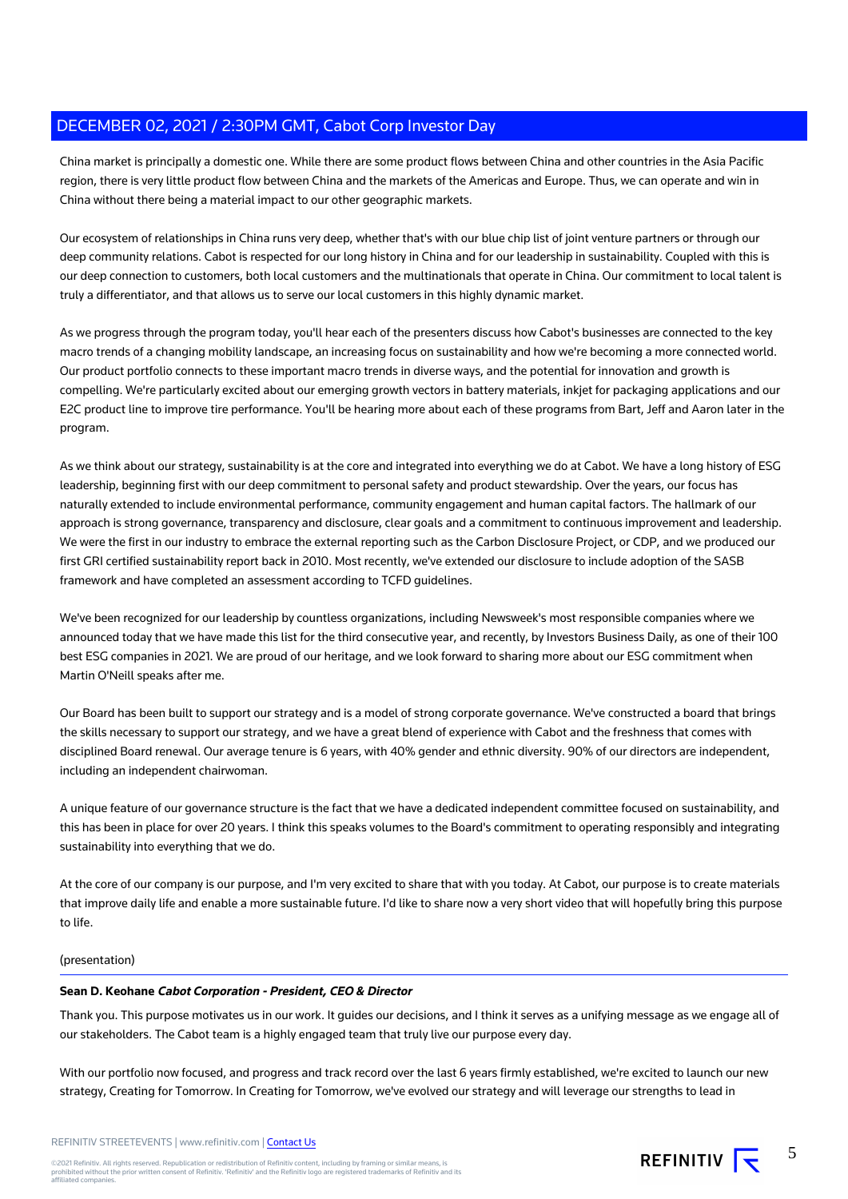China market is principally a domestic one. While there are some product flows between China and other countries in the Asia Pacific region, there is very little product flow between China and the markets of the Americas and Europe. Thus, we can operate and win in China without there being a material impact to our other geographic markets.

Our ecosystem of relationships in China runs very deep, whether that's with our blue chip list of joint venture partners or through our deep community relations. Cabot is respected for our long history in China and for our leadership in sustainability. Coupled with this is our deep connection to customers, both local customers and the multinationals that operate in China. Our commitment to local talent is truly a differentiator, and that allows us to serve our local customers in this highly dynamic market.

As we progress through the program today, you'll hear each of the presenters discuss how Cabot's businesses are connected to the key macro trends of a changing mobility landscape, an increasing focus on sustainability and how we're becoming a more connected world. Our product portfolio connects to these important macro trends in diverse ways, and the potential for innovation and growth is compelling. We're particularly excited about our emerging growth vectors in battery materials, inkjet for packaging applications and our E2C product line to improve tire performance. You'll be hearing more about each of these programs from Bart, Jeff and Aaron later in the program.

As we think about our strategy, sustainability is at the core and integrated into everything we do at Cabot. We have a long history of ESG leadership, beginning first with our deep commitment to personal safety and product stewardship. Over the years, our focus has naturally extended to include environmental performance, community engagement and human capital factors. The hallmark of our approach is strong governance, transparency and disclosure, clear goals and a commitment to continuous improvement and leadership. We were the first in our industry to embrace the external reporting such as the Carbon Disclosure Project, or CDP, and we produced our first GRI certified sustainability report back in 2010. Most recently, we've extended our disclosure to include adoption of the SASB framework and have completed an assessment according to TCFD guidelines.

We've been recognized for our leadership by countless organizations, including Newsweek's most responsible companies where we announced today that we have made this list for the third consecutive year, and recently, by Investors Business Daily, as one of their 100 best ESG companies in 2021. We are proud of our heritage, and we look forward to sharing more about our ESG commitment when Martin O'Neill speaks after me.

Our Board has been built to support our strategy and is a model of strong corporate governance. We've constructed a board that brings the skills necessary to support our strategy, and we have a great blend of experience with Cabot and the freshness that comes with disciplined Board renewal. Our average tenure is 6 years, with 40% gender and ethnic diversity. 90% of our directors are independent, including an independent chairwoman.

A unique feature of our governance structure is the fact that we have a dedicated independent committee focused on sustainability, and this has been in place for over 20 years. I think this speaks volumes to the Board's commitment to operating responsibly and integrating sustainability into everything that we do.

At the core of our company is our purpose, and I'm very excited to share that with you today. At Cabot, our purpose is to create materials that improve daily life and enable a more sustainable future. I'd like to share now a very short video that will hopefully bring this purpose to life.

(presentation)

---

**Sean D. Keohane** ***Cabot Corporation - President, CEO & Director***

Thank you. This purpose motivates us in our work. It guides our decisions, and I think it serves as a unifying message as we engage all of our stakeholders. The Cabot team is a highly engaged team that truly live our purpose every day.

With our portfolio now focused, and progress and track record over the last 6 years firmly established, we're excited to launch our new strategy, Creating for Tomorrow. In Creating for Tomorrow, we've evolved our strategy and will leverage our strengths to lead in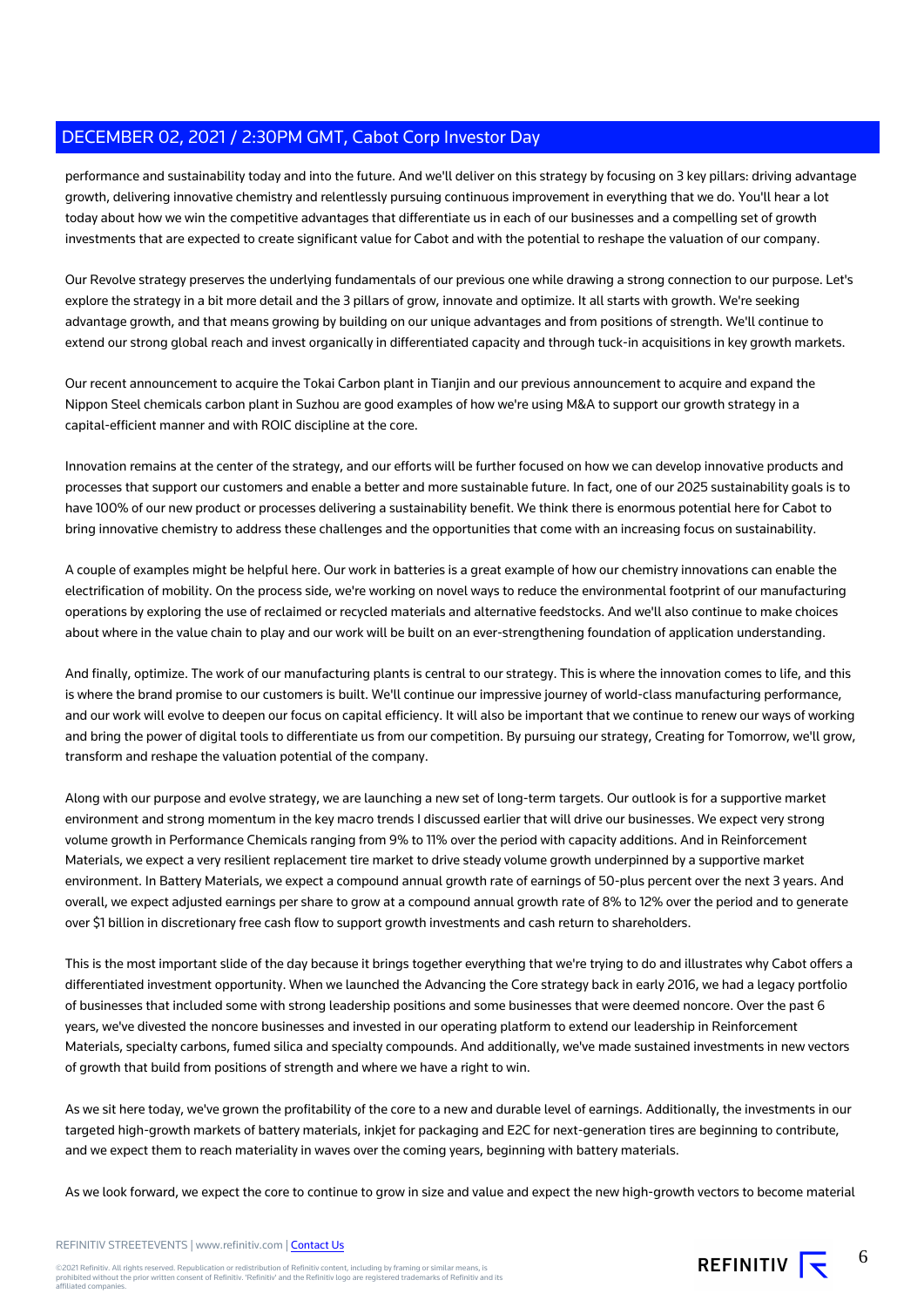performance and sustainability today and into the future. And we'll deliver on this strategy by focusing on 3 key pillars: driving advantage growth, delivering innovative chemistry and relentlessly pursuing continuous improvement in everything that we do. You'll hear a lot today about how we win the competitive advantages that differentiate us in each of our businesses and a compelling set of growth investments that are expected to create significant value for Cabot and with the potential to reshape the valuation of our company.

Our Revolve strategy preserves the underlying fundamentals of our previous one while drawing a strong connection to our purpose. Let's explore the strategy in a bit more detail and the 3 pillars of grow, innovate and optimize. It all starts with growth. We're seeking advantage growth, and that means growing by building on our unique advantages and from positions of strength. We'll continue to extend our strong global reach and invest organically in differentiated capacity and through tuck-in acquisitions in key growth markets.

Our recent announcement to acquire the Tokai Carbon plant in Tianjin and our previous announcement to acquire and expand the Nippon Steel chemicals carbon plant in Suzhou are good examples of how we're using M&A to support our growth strategy in a capital-efficient manner and with ROIC discipline at the core.

Innovation remains at the center of the strategy, and our efforts will be further focused on how we can develop innovative products and processes that support our customers and enable a better and more sustainable future. In fact, one of our 2025 sustainability goals is to have 100% of our new product or processes delivering a sustainability benefit. We think there is enormous potential here for Cabot to bring innovative chemistry to address these challenges and the opportunities that come with an increasing focus on sustainability.

A couple of examples might be helpful here. Our work in batteries is a great example of how our chemistry innovations can enable the electrification of mobility. On the process side, we're working on novel ways to reduce the environmental footprint of our manufacturing operations by exploring the use of reclaimed or recycled materials and alternative feedstocks. And we'll also continue to make choices about where in the value chain to play and our work will be built on an ever-strengthening foundation of application understanding.

And finally, optimize. The work of our manufacturing plants is central to our strategy. This is where the innovation comes to life, and this is where the brand promise to our customers is built. We'll continue our impressive journey of world-class manufacturing performance, and our work will evolve to deepen our focus on capital efficiency. It will also be important that we continue to renew our ways of working and bring the power of digital tools to differentiate us from our competition. By pursuing our strategy, Creating for Tomorrow, we'll grow, transform and reshape the valuation potential of the company.

Along with our purpose and evolve strategy, we are launching a new set of long-term targets. Our outlook is for a supportive market environment and strong momentum in the key macro trends I discussed earlier that will drive our businesses. We expect very strong volume growth in Performance Chemicals ranging from 9% to 11% over the period with capacity additions. And in Reinforcement Materials, we expect a very resilient replacement tire market to drive steady volume growth underpinned by a supportive market environment. In Battery Materials, we expect a compound annual growth rate of earnings of 50-plus percent over the next 3 years. And overall, we expect adjusted earnings per share to grow at a compound annual growth rate of 8% to 12% over the period and to generate over $1 billion in discretionary free cash flow to support growth investments and cash return to shareholders.

This is the most important slide of the day because it brings together everything that we're trying to do and illustrates why Cabot offers a differentiated investment opportunity. When we launched the Advancing the Core strategy back in early 2016, we had a legacy portfolio of businesses that included some with strong leadership positions and some businesses that were deemed noncore. Over the past 6 years, we've divested the noncore businesses and invested in our operating platform to extend our leadership in Reinforcement Materials, specialty carbons, fumed silica and specialty compounds. And additionally, we've made sustained investments in new vectors of growth that build from positions of strength and where we have a right to win.

As we sit here today, we've grown the profitability of the core to a new and durable level of earnings. Additionally, the investments in our targeted high-growth markets of battery materials, inkjet for packaging and E2C for next-generation tires are beginning to contribute, and we expect them to reach materiality in waves over the coming years, beginning with battery materials.

As we look forward, we expect the core to continue to grow in size and value and expect the new high-growth vectors to become material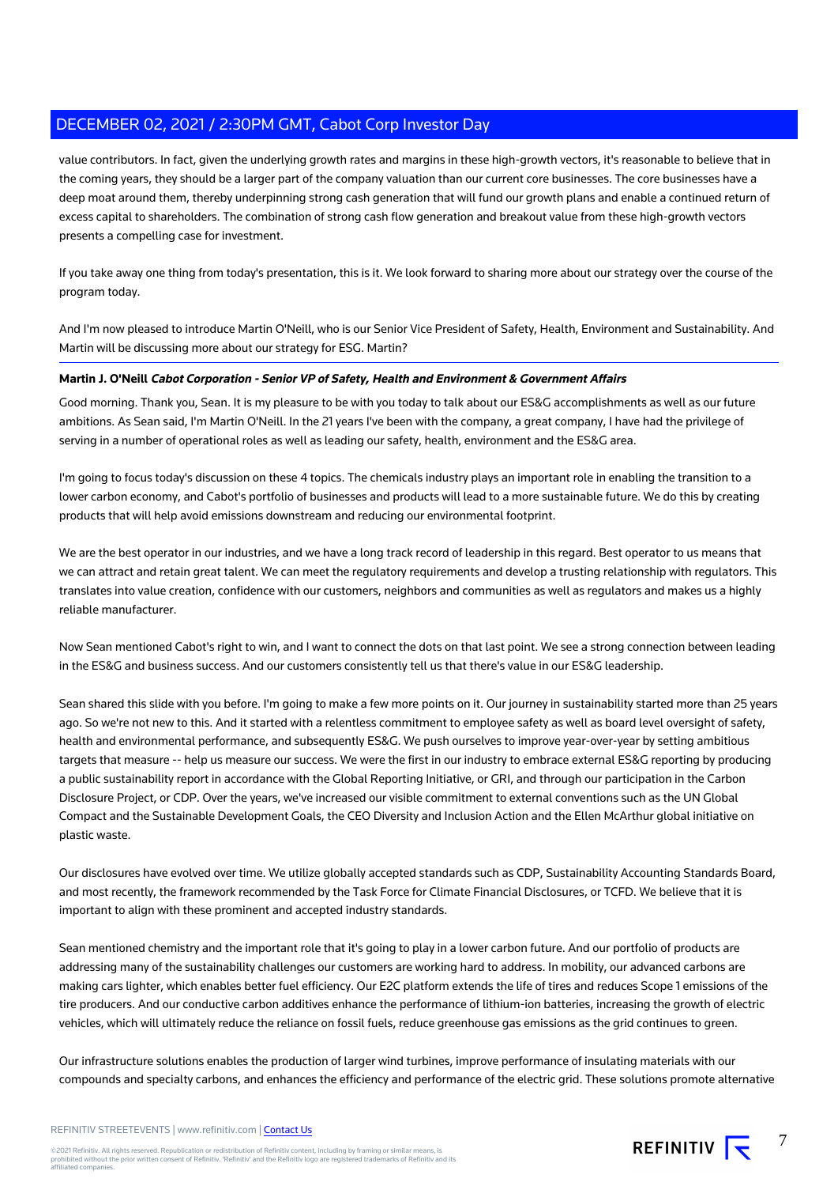value contributors. In fact, given the underlying growth rates and margins in these high-growth vectors, it's reasonable to believe that in the coming years, they should be a larger part of the company valuation than our current core businesses. The core businesses have a deep moat around them, thereby underpinning strong cash generation that will fund our growth plans and enable a continued return of excess capital to shareholders. The combination of strong cash flow generation and breakout value from these high-growth vectors presents a compelling case for investment.

If you take away one thing from today's presentation, this is it. We look forward to sharing more about our strategy over the course of the program today.

And I'm now pleased to introduce Martin O'Neill, who is our Senior Vice President of Safety, Health, Environment and Sustainability. And Martin will be discussing more about our strategy for ESG. Martin?

---

**Martin J. O'Neill** ***Cabot Corporation - Senior VP of Safety, Health and Environment & Government Affairs***

Good morning. Thank you, Sean. It is my pleasure to be with you today to talk about our ES&G accomplishments as well as our future ambitions. As Sean said, I'm Martin O'Neill. In the 21 years I've been with the company, a great company, I have had the privilege of serving in a number of operational roles as well as leading our safety, health, environment and the ES&G area.

I'm going to focus today's discussion on these 4 topics. The chemicals industry plays an important role in enabling the transition to a lower carbon economy, and Cabot's portfolio of businesses and products will lead to a more sustainable future. We do this by creating products that will help avoid emissions downstream and reducing our environmental footprint.

We are the best operator in our industries, and we have a long track record of leadership in this regard. Best operator to us means that we can attract and retain great talent. We can meet the regulatory requirements and develop a trusting relationship with regulators. This translates into value creation, confidence with our customers, neighbors and communities as well as regulators and makes us a highly reliable manufacturer.

Now Sean mentioned Cabot's right to win, and I want to connect the dots on that last point. We see a strong connection between leading in the ES&G and business success. And our customers consistently tell us that there's value in our ES&G leadership.

Sean shared this slide with you before. I'm going to make a few more points on it. Our journey in sustainability started more than 25 years ago. So we're not new to this. And it started with a relentless commitment to employee safety as well as board level oversight of safety, health and environmental performance, and subsequently ES&G. We push ourselves to improve year-over-year by setting ambitious targets that measure -- help us measure our success. We were the first in our industry to embrace external ES&G reporting by producing a public sustainability report in accordance with the Global Reporting Initiative, or GRI, and through our participation in the Carbon Disclosure Project, or CDP. Over the years, we've increased our visible commitment to external conventions such as the UN Global Compact and the Sustainable Development Goals, the CEO Diversity and Inclusion Action and the Ellen McArthur global initiative on plastic waste.

Our disclosures have evolved over time. We utilize globally accepted standards such as CDP, Sustainability Accounting Standards Board, and most recently, the framework recommended by the Task Force for Climate Financial Disclosures, or TCFD. We believe that it is important to align with these prominent and accepted industry standards.

Sean mentioned chemistry and the important role that it's going to play in a lower carbon future. And our portfolio of products are addressing many of the sustainability challenges our customers are working hard to address. In mobility, our advanced carbons are making cars lighter, which enables better fuel efficiency. Our E2C platform extends the life of tires and reduces Scope 1 emissions of the tire producers. And our conductive carbon additives enhance the performance of lithium-ion batteries, increasing the growth of electric vehicles, which will ultimately reduce the reliance on fossil fuels, reduce greenhouse gas emissions as the grid continues to green.

Our infrastructure solutions enables the production of larger wind turbines, improve performance of insulating materials with our compounds and specialty carbons, and enhances the efficiency and performance of the electric grid. These solutions promote alternative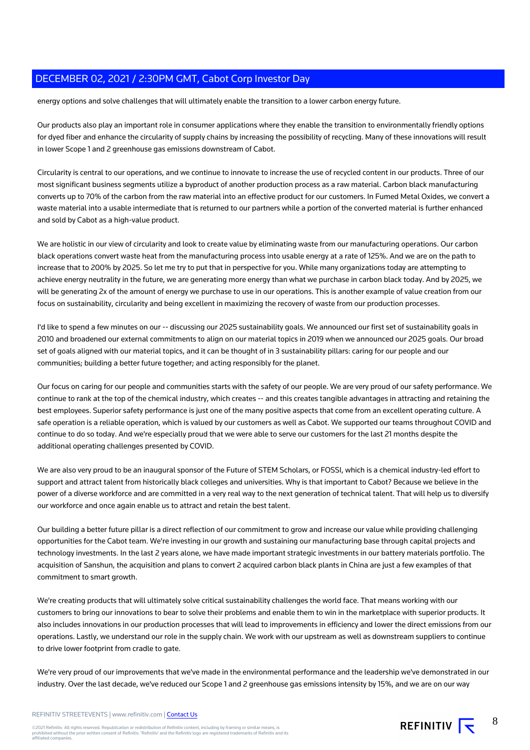energy options and solve challenges that will ultimately enable the transition to a lower carbon energy future.

Our products also play an important role in consumer applications where they enable the transition to environmentally friendly options for dyed fiber and enhance the circularity of supply chains by increasing the possibility of recycling. Many of these innovations will result in lower Scope 1 and 2 greenhouse gas emissions downstream of Cabot.

Circularity is central to our operations, and we continue to innovate to increase the use of recycled content in our products. Three of our most significant business segments utilize a byproduct of another production process as a raw material. Carbon black manufacturing converts up to 70% of the carbon from the raw material into an effective product for our customers. In Fumed Metal Oxides, we convert a waste material into a usable intermediate that is returned to our partners while a portion of the converted material is further enhanced and sold by Cabot as a high-value product.

We are holistic in our view of circularity and look to create value by eliminating waste from our manufacturing operations. Our carbon black operations convert waste heat from the manufacturing process into usable energy at a rate of 125%. And we are on the path to increase that to 200% by 2025. So let me try to put that in perspective for you. While many organizations today are attempting to achieve energy neutrality in the future, we are generating more energy than what we purchase in carbon black today. And by 2025, we will be generating 2x of the amount of energy we purchase to use in our operations. This is another example of value creation from our focus on sustainability, circularity and being excellent in maximizing the recovery of waste from our production processes.

I'd like to spend a few minutes on our -- discussing our 2025 sustainability goals. We announced our first set of sustainability goals in 2010 and broadened our external commitments to align on our material topics in 2019 when we announced our 2025 goals. Our broad set of goals aligned with our material topics, and it can be thought of in 3 sustainability pillars: caring for our people and our communities; building a better future together; and acting responsibly for the planet.

Our focus on caring for our people and communities starts with the safety of our people. We are very proud of our safety performance. We continue to rank at the top of the chemical industry, which creates -- and this creates tangible advantages in attracting and retaining the best employees. Superior safety performance is just one of the many positive aspects that come from an excellent operating culture. A safe operation is a reliable operation, which is valued by our customers as well as Cabot. We supported our teams throughout COVID and continue to do so today. And we're especially proud that we were able to serve our customers for the last 21 months despite the additional operating challenges presented by COVID.

We are also very proud to be an inaugural sponsor of the Future of STEM Scholars, or FOSSI, which is a chemical industry-led effort to support and attract talent from historically black colleges and universities. Why is that important to Cabot? Because we believe in the power of a diverse workforce and are committed in a very real way to the next generation of technical talent. That will help us to diversify our workforce and once again enable us to attract and retain the best talent.

Our building a better future pillar is a direct reflection of our commitment to grow and increase our value while providing challenging opportunities for the Cabot team. We're investing in our growth and sustaining our manufacturing base through capital projects and technology investments. In the last 2 years alone, we have made important strategic investments in our battery materials portfolio. The acquisition of Sanshun, the acquisition and plans to convert 2 acquired carbon black plants in China are just a few examples of that commitment to smart growth.

We're creating products that will ultimately solve critical sustainability challenges the world face. That means working with our customers to bring our innovations to bear to solve their problems and enable them to win in the marketplace with superior products. It also includes innovations in our production processes that will lead to improvements in efficiency and lower the direct emissions from our operations. Lastly, we understand our role in the supply chain. We work with our upstream as well as downstream suppliers to continue to drive lower footprint from cradle to gate.

We're very proud of our improvements that we've made in the environmental performance and the leadership we've demonstrated in our industry. Over the last decade, we've reduced our Scope 1 and 2 greenhouse gas emissions intensity by 15%, and we are on our way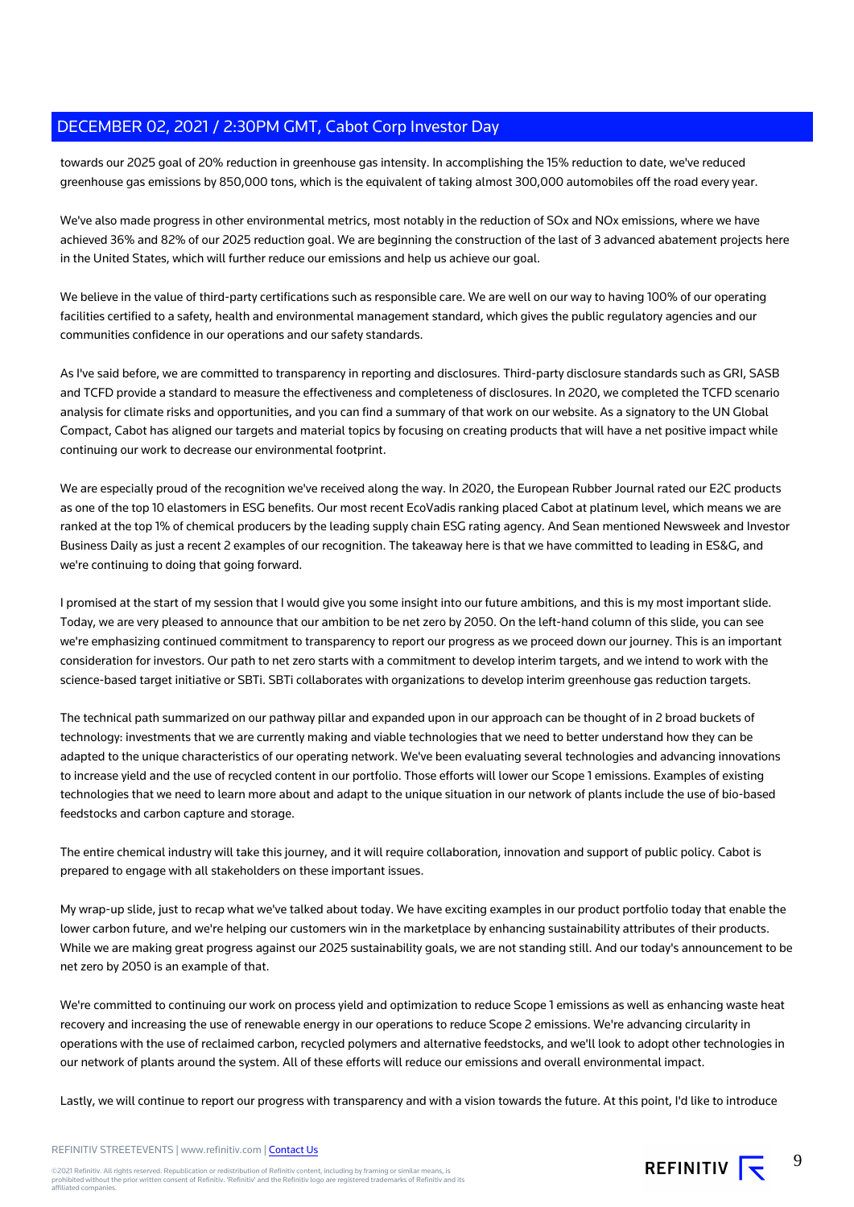towards our 2025 goal of 20% reduction in greenhouse gas intensity. In accomplishing the 15% reduction to date, we've reduced greenhouse gas emissions by 850,000 tons, which is the equivalent of taking almost 300,000 automobiles off the road every year.

We've also made progress in other environmental metrics, most notably in the reduction of SOx and NOx emissions, where we have achieved 36% and 82% of our 2025 reduction goal. We are beginning the construction of the last of 3 advanced abatement projects here in the United States, which will further reduce our emissions and help us achieve our goal.

We believe in the value of third-party certifications such as responsible care. We are well on our way to having 100% of our operating facilities certified to a safety, health and environmental management standard, which gives the public regulatory agencies and our communities confidence in our operations and our safety standards.

As I've said before, we are committed to transparency in reporting and disclosures. Third-party disclosure standards such as GRI, SASB and TCFD provide a standard to measure the effectiveness and completeness of disclosures. In 2020, we completed the TCFD scenario analysis for climate risks and opportunities, and you can find a summary of that work on our website. As a signatory to the UN Global Compact, Cabot has aligned our targets and material topics by focusing on creating products that will have a net positive impact while continuing our work to decrease our environmental footprint.

We are especially proud of the recognition we've received along the way. In 2020, the European Rubber Journal rated our E2C products as one of the top 10 elastomers in ESG benefits. Our most recent EcoVadis ranking placed Cabot at platinum level, which means we are ranked at the top 1% of chemical producers by the leading supply chain ESG rating agency. And Sean mentioned Newsweek and Investor Business Daily as just a recent 2 examples of our recognition. The takeaway here is that we have committed to leading in ES&G, and we're continuing to doing that going forward.

I promised at the start of my session that I would give you some insight into our future ambitions, and this is my most important slide. Today, we are very pleased to announce that our ambition to be net zero by 2050. On the left-hand column of this slide, you can see we're emphasizing continued commitment to transparency to report our progress as we proceed down our journey. This is an important consideration for investors. Our path to net zero starts with a commitment to develop interim targets, and we intend to work with the science-based target initiative or SBTi. SBTi collaborates with organizations to develop interim greenhouse gas reduction targets.

The technical path summarized on our pathway pillar and expanded upon in our approach can be thought of in 2 broad buckets of technology: investments that we are currently making and viable technologies that we need to better understand how they can be adapted to the unique characteristics of our operating network. We've been evaluating several technologies and advancing innovations to increase yield and the use of recycled content in our portfolio. Those efforts will lower our Scope 1 emissions. Examples of existing technologies that we need to learn more about and adapt to the unique situation in our network of plants include the use of bio-based feedstocks and carbon capture and storage.

The entire chemical industry will take this journey, and it will require collaboration, innovation and support of public policy. Cabot is prepared to engage with all stakeholders on these important issues.

My wrap-up slide, just to recap what we've talked about today. We have exciting examples in our product portfolio today that enable the lower carbon future, and we're helping our customers win in the marketplace by enhancing sustainability attributes of their products. While we are making great progress against our 2025 sustainability goals, we are not standing still. And our today's announcement to be net zero by 2050 is an example of that.

We're committed to continuing our work on process yield and optimization to reduce Scope 1 emissions as well as enhancing waste heat recovery and increasing the use of renewable energy in our operations to reduce Scope 2 emissions. We're advancing circularity in operations with the use of reclaimed carbon, recycled polymers and alternative feedstocks, and we'll look to adopt other technologies in our network of plants around the system. All of these efforts will reduce our emissions and overall environmental impact.

Lastly, we will continue to report our progress with transparency and with a vision towards the future. At this point, I'd like to introduce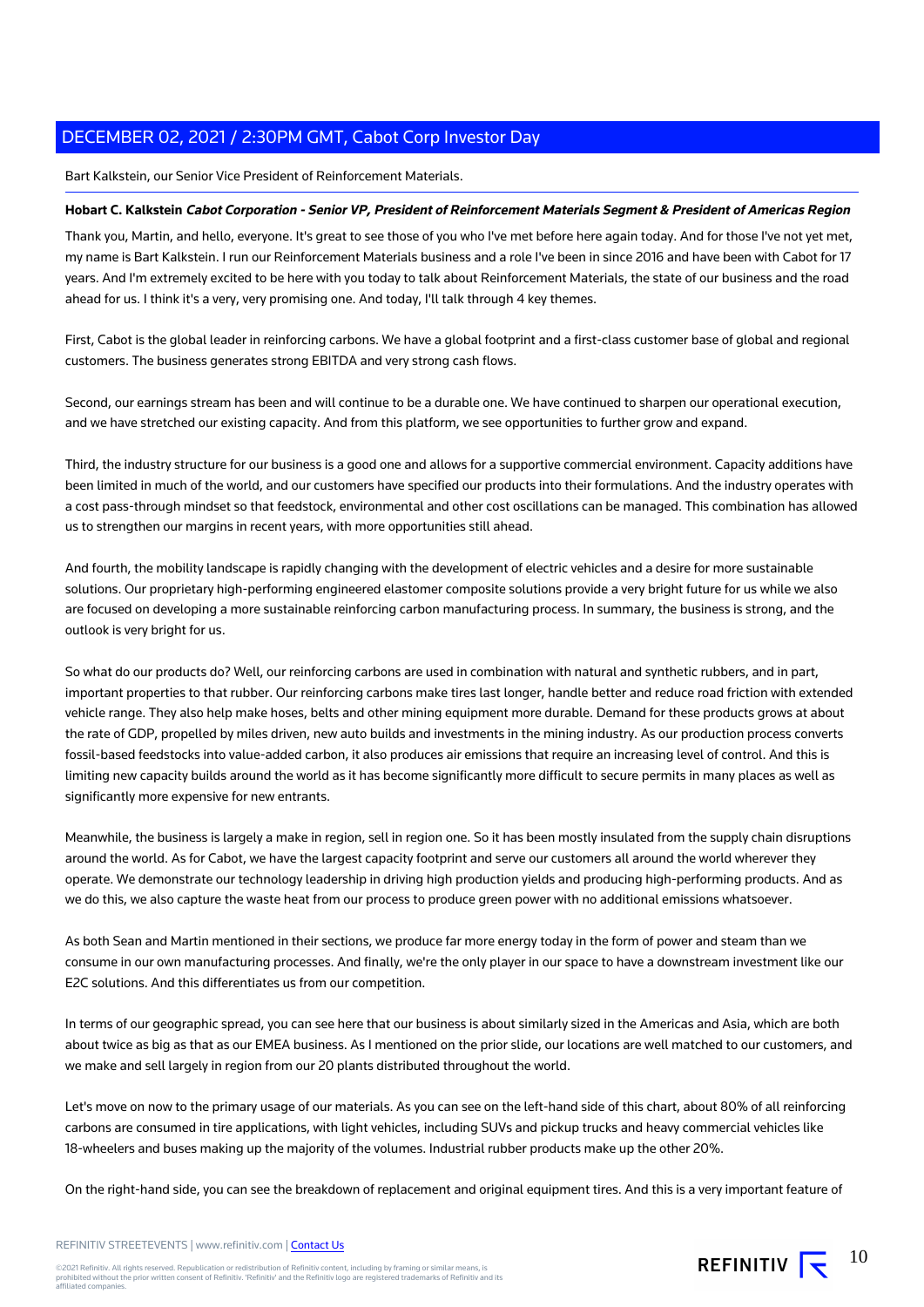Bart Kalkstein, our Senior Vice President of Reinforcement Materials.

**Hobart C. Kalkstein** ***Cabot Corporation - Senior VP, President of Reinforcement Materials Segment & President of Americas Region***

Thank you, Martin, and hello, everyone. It's great to see those of you who I've met before here again today. And for those I've not yet met, my name is Bart Kalkstein. I run our Reinforcement Materials business and a role I've been in since 2016 and have been with Cabot for 17 years. And I'm extremely excited to be here with you today to talk about Reinforcement Materials, the state of our business and the road ahead for us. I think it's a very, very promising one. And today, I'll talk through 4 key themes.

First, Cabot is the global leader in reinforcing carbons. We have a global footprint and a first-class customer base of global and regional customers. The business generates strong EBITDA and very strong cash flows.

Second, our earnings stream has been and will continue to be a durable one. We have continued to sharpen our operational execution, and we have stretched our existing capacity. And from this platform, we see opportunities to further grow and expand.

Third, the industry structure for our business is a good one and allows for a supportive commercial environment. Capacity additions have been limited in much of the world, and our customers have specified our products into their formulations. And the industry operates with a cost pass-through mindset so that feedstock, environmental and other cost oscillations can be managed. This combination has allowed us to strengthen our margins in recent years, with more opportunities still ahead.

And fourth, the mobility landscape is rapidly changing with the development of electric vehicles and a desire for more sustainable solutions. Our proprietary high-performing engineered elastomer composite solutions provide a very bright future for us while we also are focused on developing a more sustainable reinforcing carbon manufacturing process. In summary, the business is strong, and the outlook is very bright for us.

So what do our products do? Well, our reinforcing carbons are used in combination with natural and synthetic rubbers, and in part, important properties to that rubber. Our reinforcing carbons make tires last longer, handle better and reduce road friction with extended vehicle range. They also help make hoses, belts and other mining equipment more durable. Demand for these products grows at about the rate of GDP, propelled by miles driven, new auto builds and investments in the mining industry. As our production process converts fossil-based feedstocks into value-added carbon, it also produces air emissions that require an increasing level of control. And this is limiting new capacity builds around the world as it has become significantly more difficult to secure permits in many places as well as significantly more expensive for new entrants.

Meanwhile, the business is largely a make in region, sell in region one. So it has been mostly insulated from the supply chain disruptions around the world. As for Cabot, we have the largest capacity footprint and serve our customers all around the world wherever they operate. We demonstrate our technology leadership in driving high production yields and producing high-performing products. And as we do this, we also capture the waste heat from our process to produce green power with no additional emissions whatsoever.

As both Sean and Martin mentioned in their sections, we produce far more energy today in the form of power and steam than we consume in our own manufacturing processes. And finally, we're the only player in our space to have a downstream investment like our E2C solutions. And this differentiates us from our competition.

In terms of our geographic spread, you can see here that our business is about similarly sized in the Americas and Asia, which are both about twice as big as that as our EMEA business. As I mentioned on the prior slide, our locations are well matched to our customers, and we make and sell largely in region from our 20 plants distributed throughout the world.

Let's move on now to the primary usage of our materials. As you can see on the left-hand side of this chart, about 80% of all reinforcing carbons are consumed in tire applications, with light vehicles, including SUVs and pickup trucks and heavy commercial vehicles like 18-wheelers and buses making up the majority of the volumes. Industrial rubber products make up the other 20%.

On the right-hand side, you can see the breakdown of replacement and original equipment tires. And this is a very important feature of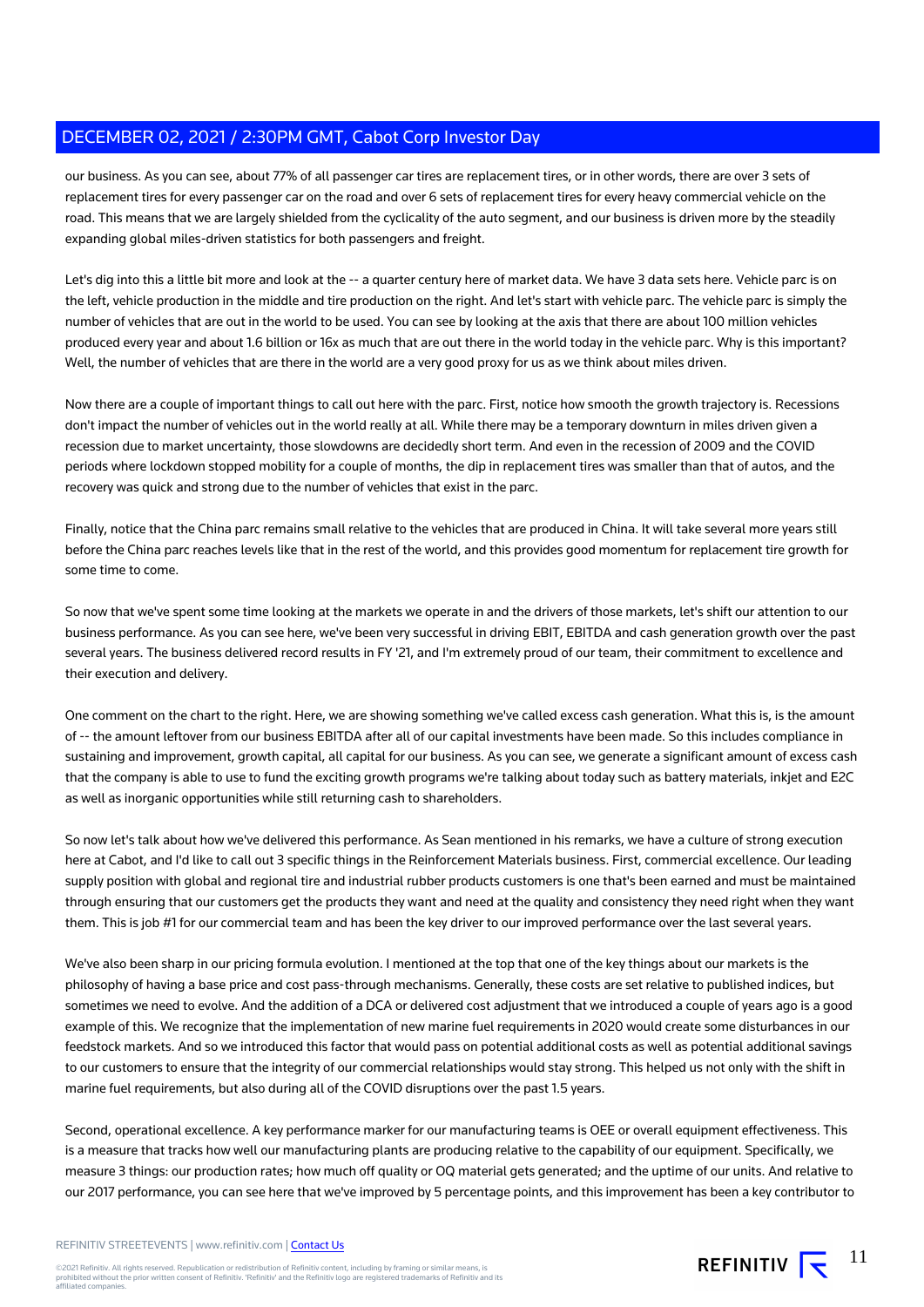our business. As you can see, about 77% of all passenger car tires are replacement tires, or in other words, there are over 3 sets of replacement tires for every passenger car on the road and over 6 sets of replacement tires for every heavy commercial vehicle on the road. This means that we are largely shielded from the cyclicality of the auto segment, and our business is driven more by the steadily expanding global miles-driven statistics for both passengers and freight.

Let's dig into this a little bit more and look at the -- a quarter century here of market data. We have 3 data sets here. Vehicle parc is on the left, vehicle production in the middle and tire production on the right. And let's start with vehicle parc. The vehicle parc is simply the number of vehicles that are out in the world to be used. You can see by looking at the axis that there are about 100 million vehicles produced every year and about 1.6 billion or 16x as much that are out there in the world today in the vehicle parc. Why is this important? Well, the number of vehicles that are there in the world are a very good proxy for us as we think about miles driven.

Now there are a couple of important things to call out here with the parc. First, notice how smooth the growth trajectory is. Recessions don't impact the number of vehicles out in the world really at all. While there may be a temporary downturn in miles driven given a recession due to market uncertainty, those slowdowns are decidedly short term. And even in the recession of 2009 and the COVID periods where lockdown stopped mobility for a couple of months, the dip in replacement tires was smaller than that of autos, and the recovery was quick and strong due to the number of vehicles that exist in the parc.

Finally, notice that the China parc remains small relative to the vehicles that are produced in China. It will take several more years still before the China parc reaches levels like that in the rest of the world, and this provides good momentum for replacement tire growth for some time to come.

So now that we've spent some time looking at the markets we operate in and the drivers of those markets, let's shift our attention to our business performance. As you can see here, we've been very successful in driving EBIT, EBITDA and cash generation growth over the past several years. The business delivered record results in FY '21, and I'm extremely proud of our team, their commitment to excellence and their execution and delivery.

One comment on the chart to the right. Here, we are showing something we've called excess cash generation. What this is, is the amount of -- the amount leftover from our business EBITDA after all of our capital investments have been made. So this includes compliance in sustaining and improvement, growth capital, all capital for our business. As you can see, we generate a significant amount of excess cash that the company is able to use to fund the exciting growth programs we're talking about today such as battery materials, inkjet and E2C as well as inorganic opportunities while still returning cash to shareholders.

So now let's talk about how we've delivered this performance. As Sean mentioned in his remarks, we have a culture of strong execution here at Cabot, and I'd like to call out 3 specific things in the Reinforcement Materials business. First, commercial excellence. Our leading supply position with global and regional tire and industrial rubber products customers is one that's been earned and must be maintained through ensuring that our customers get the products they want and need at the quality and consistency they need right when they want them. This is job #1 for our commercial team and has been the key driver to our improved performance over the last several years.

We've also been sharp in our pricing formula evolution. I mentioned at the top that one of the key things about our markets is the philosophy of having a base price and cost pass-through mechanisms. Generally, these costs are set relative to published indices, but sometimes we need to evolve. And the addition of a DCA or delivered cost adjustment that we introduced a couple of years ago is a good example of this. We recognize that the implementation of new marine fuel requirements in 2020 would create some disturbances in our feedstock markets. And so we introduced this factor that would pass on potential additional costs as well as potential additional savings to our customers to ensure that the integrity of our commercial relationships would stay strong. This helped us not only with the shift in marine fuel requirements, but also during all of the COVID disruptions over the past 1.5 years.

Second, operational excellence. A key performance marker for our manufacturing teams is OEE or overall equipment effectiveness. This is a measure that tracks how well our manufacturing plants are producing relative to the capability of our equipment. Specifically, we measure 3 things: our production rates; how much off quality or OQ material gets generated; and the uptime of our units. And relative to our 2017 performance, you can see here that we've improved by 5 percentage points, and this improvement has been a key contributor to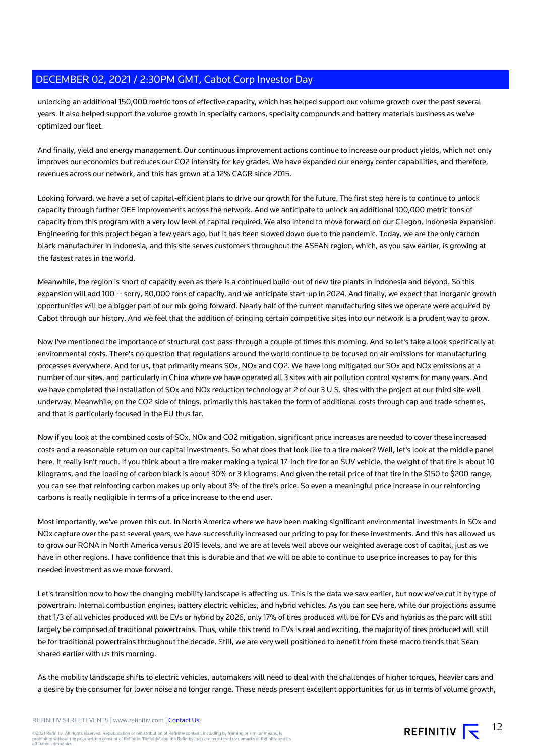unlocking an additional 150,000 metric tons of effective capacity, which has helped support our volume growth over the past several years. It also helped support the volume growth in specialty carbons, specialty compounds and battery materials business as we've optimized our fleet.

And finally, yield and energy management. Our continuous improvement actions continue to increase our product yields, which not only improves our economics but reduces our $CO_2$ intensity for key grades. We have expanded our energy center capabilities, and therefore, revenues across our network, and this has grown at a 12% CAGR since 2015.

Looking forward, we have a set of capital-efficient plans to drive our growth for the future. The first step here is to continue to unlock capacity through further OEE improvements across the network. And we anticipate to unlock an additional 100,000 metric tons of capacity from this program with a very low level of capital required. We also intend to move forward on our Cilegon, Indonesia expansion. Engineering for this project began a few years ago, but it has been slowed down due to the pandemic. Today, we are the only carbon black manufacturer in Indonesia, and this site serves customers throughout the ASEAN region, which, as you saw earlier, is growing at the fastest rates in the world.

Meanwhile, the region is short of capacity even as there is a continued build-out of new tire plants in Indonesia and beyond. So this expansion will add 100 -- sorry, 80,000 tons of capacity, and we anticipate start-up in 2024. And finally, we expect that inorganic growth opportunities will be a bigger part of our mix going forward. Nearly half of the current manufacturing sites we operate were acquired by Cabot through our history. And we feel that the addition of bringing certain competitive sites into our network is a prudent way to grow.

Now I've mentioned the importance of structural cost pass-through a couple of times this morning. And so let's take a look specifically at environmental costs. There's no question that regulations around the world continue to be focused on air emissions for manufacturing processes everywhere. And for us, that primarily means $SO_x$, $NO_x$ and $CO_2$. We have long mitigated our $SO_x$ and $NO_x$ emissions at a number of our sites, and particularly in China where we have operated all 3 sites with air pollution control systems for many years. And we have completed the installation of $SO_x$ and $NO_x$ reduction technology at 2 of our 3 U.S. sites with the project at our third site well underway. Meanwhile, on the $CO_2$ side of things, primarily this has taken the form of additional costs through cap and trade schemes, and that is particularly focused in the EU thus far.

Now if you look at the combined costs of $SO_x$, $NO_x$ and $CO_2$ mitigation, significant price increases are needed to cover these increased costs and a reasonable return on our capital investments. So what does that look like to a tire maker? Well, let's look at the middle panel here. It really isn't much. If you think about a tire maker making a typical 17-inch tire for an SUV vehicle, the weight of that tire is about 10 kilograms, and the loading of carbon black is about 30% or 3 kilograms. And given the retail price of that tire in the $150 to $200 range, you can see that reinforcing carbon makes up only about 3% of the tire's price. So even a meaningful price increase in our reinforcing carbons is really negligible in terms of a price increase to the end user.

Most importantly, we've proven this out. In North America where we have been making significant environmental investments in $SO_x$ and $NO_x$ capture over the past several years, we have successfully increased our pricing to pay for these investments. And this has allowed us to grow our RONA in North America versus 2015 levels, and we are at levels well above our weighted average cost of capital, just as we have in other regions. I have confidence that this is durable and that we will be able to continue to use price increases to pay for this needed investment as we move forward.

Let's transition now to how the changing mobility landscape is affecting us. This is the data we saw earlier, but now we've cut it by type of powertrain: Internal combustion engines; battery electric vehicles; and hybrid vehicles. As you can see here, while our projections assume that 1/3 of all vehicles produced will be EVs or hybrid by 2026, only 17% of tires produced will be for EVs and hybrids as the parc will still largely be comprised of traditional powertrains. Thus, while this trend to EVs is real and exciting, the majority of tires produced will still be for traditional powertrains throughout the decade. Still, we are very well positioned to benefit from these macro trends that Sean shared earlier with us this morning.

As the mobility landscape shifts to electric vehicles, automakers will need to deal with the challenges of higher torques, heavier cars and a desire by the consumer for lower noise and longer range. These needs present excellent opportunities for us in terms of volume growth,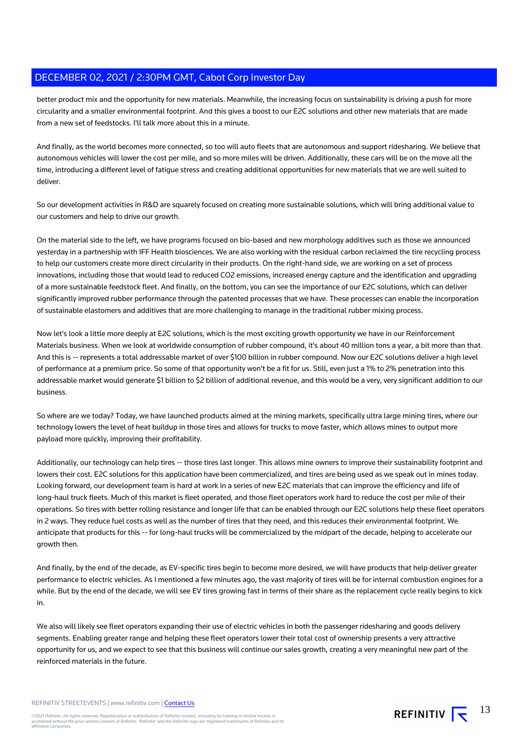better product mix and the opportunity for new materials. Meanwhile, the increasing focus on sustainability is driving a push for more circularity and a smaller environmental footprint. And this gives a boost to our E2C solutions and other new materials that are made from a new set of feedstocks. I'll talk more about this in a minute.

And finally, as the world becomes more connected, so too will auto fleets that are autonomous and support ridesharing. We believe that autonomous vehicles will lower the cost per mile, and so more miles will be driven. Additionally, these cars will be on the move all the time, introducing a different level of fatigue stress and creating additional opportunities for new materials that we are well suited to deliver.

So our development activities in R&D are squarely focused on creating more sustainable solutions, which will bring additional value to our customers and help to drive our growth.

On the material side to the left, we have programs focused on bio-based and new morphology additives such as those we announced yesterday in a partnership with IFF Health biosciences. We are also working with the residual carbon reclaimed the tire recycling process to help our customers create more direct circularity in their products. On the right-hand side, we are working on a set of process innovations, including those that would lead to reduced CO2 emissions, increased energy capture and the identification and upgrading of a more sustainable feedstock fleet. And finally, on the bottom, you can see the importance of our E2C solutions, which can deliver significantly improved rubber performance through the patented processes that we have. These processes can enable the incorporation of sustainable elastomers and additives that are more challenging to manage in the traditional rubber mixing process.

Now let's look a little more deeply at E2C solutions, which is the most exciting growth opportunity we have in our Reinforcement Materials business. When we look at worldwide consumption of rubber compound, it's about 40 million tons a year, a bit more than that. And this is -- represents a total addressable market of over $100 billion in rubber compound. Now our E2C solutions deliver a high level of performance at a premium price. So some of that opportunity won't be a fit for us. Still, even just a 1% to 2% penetration into this addressable market would generate $1 billion to $2 billion of additional revenue, and this would be a very, very significant addition to our business.

So where are we today? Today, we have launched products aimed at the mining markets, specifically ultra large mining tires, where our technology lowers the level of heat buildup in those tires and allows for trucks to move faster, which allows mines to output more payload more quickly, improving their profitability.

Additionally, our technology can help tires -- those tires last longer. This allows mine owners to improve their sustainability footprint and lowers their cost. E2C solutions for this application have been commercialized, and tires are being used as we speak out in mines today. Looking forward, our development team is hard at work in a series of new E2C materials that can improve the efficiency and life of long-haul truck fleets. Much of this market is fleet operated, and those fleet operators work hard to reduce the cost per mile of their operations. So tires with better rolling resistance and longer life that can be enabled through our E2C solutions help these fleet operators in 2 ways. They reduce fuel costs as well as the number of tires that they need, and this reduces their environmental footprint. We anticipate that products for this -- for long-haul trucks will be commercialized by the midpart of the decade, helping to accelerate our growth then.

And finally, by the end of the decade, as EV-specific tires begin to become more desired, we will have products that help deliver greater performance to electric vehicles. As I mentioned a few minutes ago, the vast majority of tires will be for internal combustion engines for a while. But by the end of the decade, we will see EV tires growing fast in terms of their share as the replacement cycle really begins to kick in.

We also will likely see fleet operators expanding their use of electric vehicles in both the passenger ridesharing and goods delivery segments. Enabling greater range and helping these fleet operators lower their total cost of ownership presents a very attractive opportunity for us, and we expect to see that this business will continue our sales growth, creating a very meaningful new part of the reinforced materials in the future.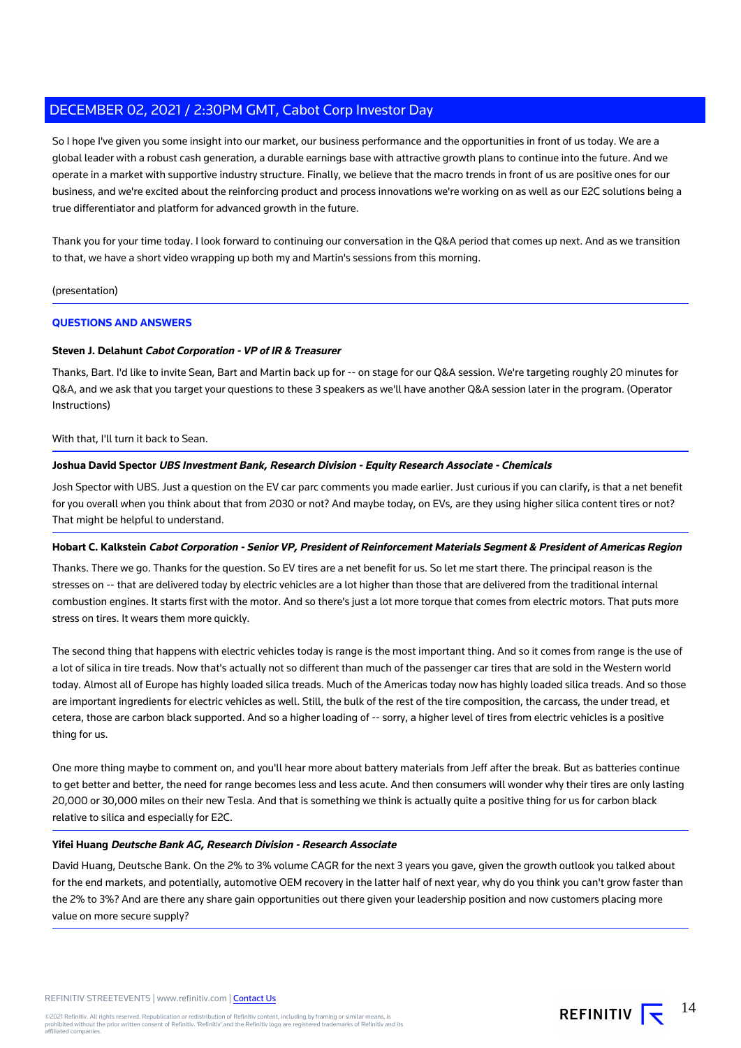So I hope I've given you some insight into our market, our business performance and the opportunities in front of us today. We are a global leader with a robust cash generation, a durable earnings base with attractive growth plans to continue into the future. And we operate in a market with supportive industry structure. Finally, we believe that the macro trends in front of us are positive ones for our business, and we're excited about the reinforcing product and process innovations we're working on as well as our E2C solutions being a true differentiator and platform for advanced growth in the future.

Thank you for your time today. I look forward to continuing our conversation in the Q&A period that comes up next. And as we transition to that, we have a short video wrapping up both my and Martin's sessions from this morning.

(presentation)

## QUESTIONS AND ANSWERS

**Steven J. Delahunt** ***Cabot Corporation - VP of IR & Treasurer***

Thanks, Bart. I'd like to invite Sean, Bart and Martin back up for -- on stage for our Q&A session. We're targeting roughly 20 minutes for Q&A, and we ask that you target your questions to these 3 speakers as we'll have another Q&A session later in the program. (Operator Instructions)

With that, I'll turn it back to Sean.

**Joshua David Spector** ***UBS Investment Bank, Research Division - Equity Research Associate - Chemicals***

Josh Spector with UBS. Just a question on the EV car parc comments you made earlier. Just curious if you can clarify, is that a net benefit for you overall when you think about that from 2030 or not? And maybe today, on EVs, are they using higher silica content tires or not? That might be helpful to understand.

**Hobart C. Kalkstein** ***Cabot Corporation - Senior VP, President of Reinforcement Materials Segment & President of Americas Region***

Thanks. There we go. Thanks for the question. So EV tires are a net benefit for us. So let me start there. The principal reason is the stresses on -- that are delivered today by electric vehicles are a lot higher than those that are delivered from the traditional internal combustion engines. It starts first with the motor. And so there's just a lot more torque that comes from electric motors. That puts more stress on tires. It wears them more quickly.

The second thing that happens with electric vehicles today is range is the most important thing. And so it comes from range is the use of a lot of silica in tire treads. Now that's actually not so different than much of the passenger car tires that are sold in the Western world today. Almost all of Europe has highly loaded silica treads. Much of the Americas today now has highly loaded silica treads. And so those are important ingredients for electric vehicles as well. Still, the bulk of the rest of the tire composition, the carcass, the under tread, et cetera, those are carbon black supported. And so a higher loading of -- sorry, a higher level of tires from electric vehicles is a positive thing for us.

One more thing maybe to comment on, and you'll hear more about battery materials from Jeff after the break. But as batteries continue to get better and better, the need for range becomes less and less acute. And then consumers will wonder why their tires are only lasting 20,000 or 30,000 miles on their new Tesla. And that is something we think is actually quite a positive thing for us for carbon black relative to silica and especially for E2C.

**Yifei Huang** ***Deutsche Bank AG, Research Division - Research Associate***

David Huang, Deutsche Bank. On the 2% to 3% volume CAGR for the next 3 years you gave, given the growth outlook you talked about for the end markets, and potentially, automotive OEM recovery in the latter half of next year, why do you think you can't grow faster than the 2% to 3%? And are there any share gain opportunities out there given your leadership position and now customers placing more value on more secure supply?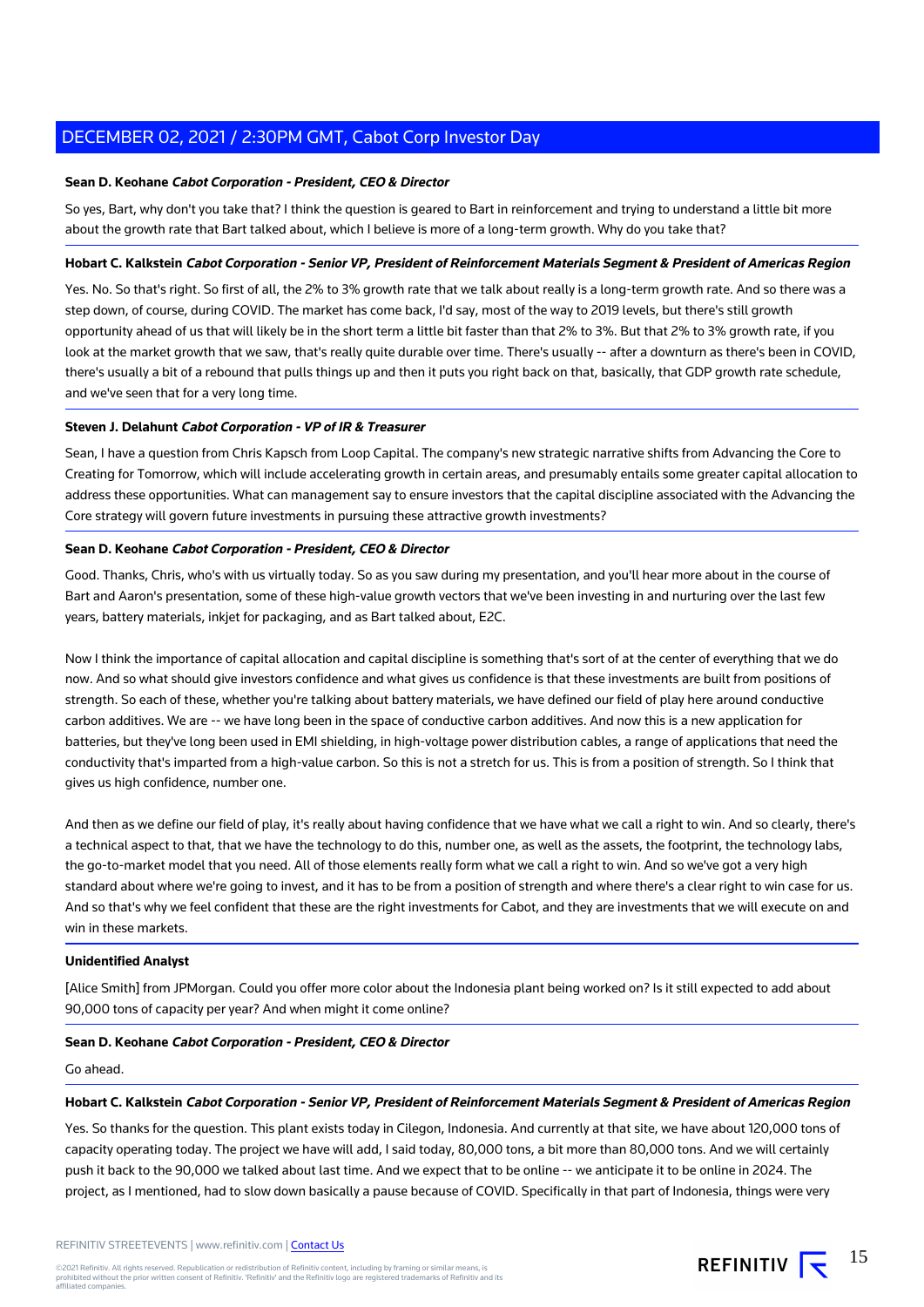**Sean D. Keohane** ***Cabot Corporation - President, CEO & Director***

So yes, Bart, why don't you take that? I think the question is geared to Bart in reinforcement and trying to understand a little bit more about the growth rate that Bart talked about, which I believe is more of a long-term growth. Why do you take that?

**Hobart C. Kalkstein** ***Cabot Corporation - Senior VP, President of Reinforcement Materials Segment & President of Americas Region***

Yes. No. So that's right. So first of all, the 2% to 3% growth rate that we talk about really is a long-term growth rate. And so there was a step down, of course, during COVID. The market has come back, I'd say, most of the way to 2019 levels, but there's still growth opportunity ahead of us that will likely be in the short term a little bit faster than that 2% to 3%. But that 2% to 3% growth rate, if you look at the market growth that we saw, that's really quite durable over time. There's usually -- after a downturn as there's been in COVID, there's usually a bit of a rebound that pulls things up and then it puts you right back on that, basically, that GDP growth rate schedule, and we've seen that for a very long time.

**Steven J. Delahunt** ***Cabot Corporation - VP of IR & Treasurer***

Sean, I have a question from Chris Kapsch from Loop Capital. The company's new strategic narrative shifts from Advancing the Core to Creating for Tomorrow, which will include accelerating growth in certain areas, and presumably entails some greater capital allocation to address these opportunities. What can management say to ensure investors that the capital discipline associated with the Advancing the Core strategy will govern future investments in pursuing these attractive growth investments?

**Sean D. Keohane** ***Cabot Corporation - President, CEO & Director***

Good. Thanks, Chris, who's with us virtually today. So as you saw during my presentation, and you'll hear more about in the course of Bart and Aaron's presentation, some of these high-value growth vectors that we've been investing in and nurturing over the last few years, battery materials, inkjet for packaging, and as Bart talked about, E2C.

Now I think the importance of capital allocation and capital discipline is something that's sort of at the center of everything that we do now. And so what should give investors confidence and what gives us confidence is that these investments are built from positions of strength. So each of these, whether you're talking about battery materials, we have defined our field of play here around conductive carbon additives. We are -- we have long been in the space of conductive carbon additives. And now this is a new application for batteries, but they've long been used in EMI shielding, in high-voltage power distribution cables, a range of applications that need the conductivity that's imparted from a high-value carbon. So this is not a stretch for us. This is from a position of strength. So I think that gives us high confidence, number one.

And then as we define our field of play, it's really about having confidence that we have what we call a right to win. And so clearly, there's a technical aspect to that, that we have the technology to do this, number one, as well as the assets, the footprint, the technology labs, the go-to-market model that you need. All of those elements really form what we call a right to win. And so we've got a very high standard about where we're going to invest, and it has to be from a position of strength and where there's a clear right to win case for us. And so that's why we feel confident that these are the right investments for Cabot, and they are investments that we will execute on and win in these markets.

**Unidentified Analyst**

[Alice Smith] from JPMorgan. Could you offer more color about the Indonesia plant being worked on? Is it still expected to add about 90,000 tons of capacity per year? And when might it come online?

**Sean D. Keohane** ***Cabot Corporation - President, CEO & Director***

Go ahead.

**Hobart C. Kalkstein** ***Cabot Corporation - Senior VP, President of Reinforcement Materials Segment & President of Americas Region***

Yes. So thanks for the question. This plant exists today in Cilegon, Indonesia. And currently at that site, we have about 120,000 tons of capacity operating today. The project we have will add, I said today, 80,000 tons, a bit more than 80,000 tons. And we will certainly push it back to the 90,000 we talked about last time. And we expect that to be online -- we anticipate it to be online in 2024. The project, as I mentioned, had to slow down basically a pause because of COVID. Specifically in that part of Indonesia, things were very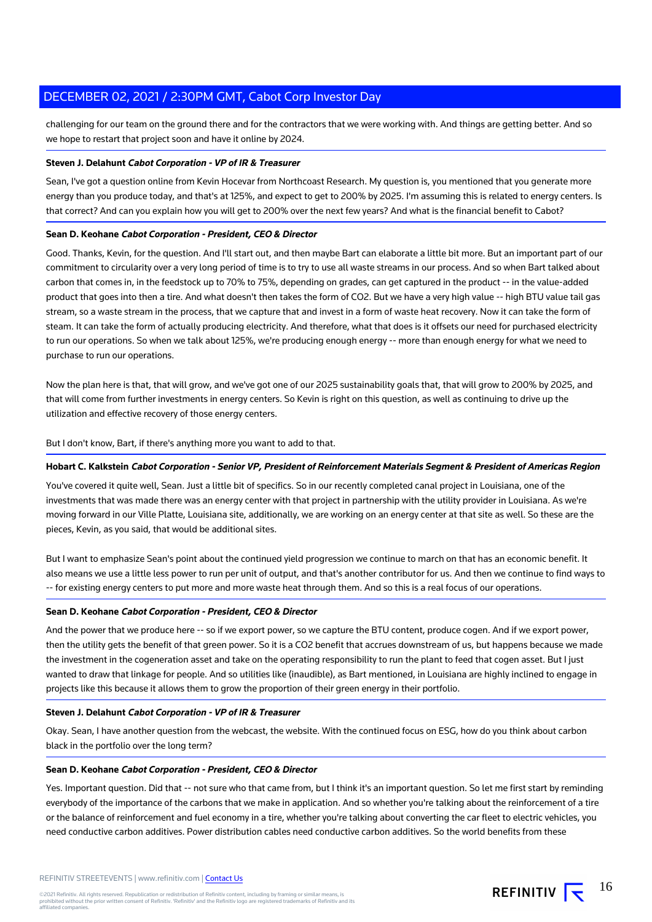challenging for our team on the ground there and for the contractors that we were working with. And things are getting better. And so we hope to restart that project soon and have it online by 2024.

**Steven J. Delahunt** ***Cabot Corporation - VP of IR & Treasurer***

Sean, I've got a question online from Kevin Hocevar from Northcoast Research. My question is, you mentioned that you generate more energy than you produce today, and that's at 125%, and expect to get to 200% by 2025. I'm assuming this is related to energy centers. Is that correct? And can you explain how you will get to 200% over the next few years? And what is the financial benefit to Cabot?

**Sean D. Keohane** ***Cabot Corporation - President, CEO & Director***

Good. Thanks, Kevin, for the question. And I'll start out, and then maybe Bart can elaborate a little bit more. But an important part of our commitment to circularity over a very long period of time is to try to use all waste streams in our process. And so when Bart talked about carbon that comes in, in the feedstock up to 70% to 75%, depending on grades, can get captured in the product -- in the value-added product that goes into then a tire. And what doesn't then takes the form of $CO_2$. But we have a very high value -- high BTU value tail gas stream, so a waste stream in the process, that we capture that and invest in a form of waste heat recovery. Now it can take the form of steam. It can take the form of actually producing electricity. And therefore, what that does is it offsets our need for purchased electricity to run our operations. So when we talk about 125%, we're producing enough energy -- more than enough energy for what we need to purchase to run our operations.

Now the plan here is that, that will grow, and we've got one of our 2025 sustainability goals that, that will grow to 200% by 2025, and that will come from further investments in energy centers. So Kevin is right on this question, as well as continuing to drive up the utilization and effective recovery of those energy centers.

But I don't know, Bart, if there's anything more you want to add to that.

**Hobart C. Kalkstein** ***Cabot Corporation - Senior VP, President of Reinforcement Materials Segment & President of Americas Region***

You've covered it quite well, Sean. Just a little bit of specifics. So in our recently completed canal project in Louisiana, one of the investments that was made there was an energy center with that project in partnership with the utility provider in Louisiana. As we're moving forward in our Ville Platte, Louisiana site, additionally, we are working on an energy center at that site as well. So these are the pieces, Kevin, as you said, that would be additional sites.

But I want to emphasize Sean's point about the continued yield progression we continue to march on that has an economic benefit. It also means we use a little less power to run per unit of output, and that's another contributor for us. And then we continue to find ways to -- for existing energy centers to put more and more waste heat through them. And so this is a real focus of our operations.

**Sean D. Keohane** ***Cabot Corporation - President, CEO & Director***

And the power that we produce here -- so if we export power, so we capture the BTU content, produce cogen. And if we export power, then the utility gets the benefit of that green power. So it is a $CO_2$ benefit that accrues downstream of us, but happens because we made the investment in the cogeneration asset and take on the operating responsibility to run the plant to feed that cogen asset. But I just wanted to draw that linkage for people. And so utilities like (inaudible), as Bart mentioned, in Louisiana are highly inclined to engage in projects like this because it allows them to grow the proportion of their green energy in their portfolio.

**Steven J. Delahunt** ***Cabot Corporation - VP of IR & Treasurer***

Okay. Sean, I have another question from the webcast, the website. With the continued focus on ESG, how do you think about carbon black in the portfolio over the long term?

**Sean D. Keohane** ***Cabot Corporation - President, CEO & Director***

Yes. Important question. Did that -- not sure who that came from, but I think it's an important question. So let me first start by reminding everybody of the importance of the carbons that we make in application. And so whether you're talking about the reinforcement of a tire or the balance of reinforcement and fuel economy in a tire, whether you're talking about converting the car fleet to electric vehicles, you need conductive carbon additives. Power distribution cables need conductive carbon additives. So the world benefits from these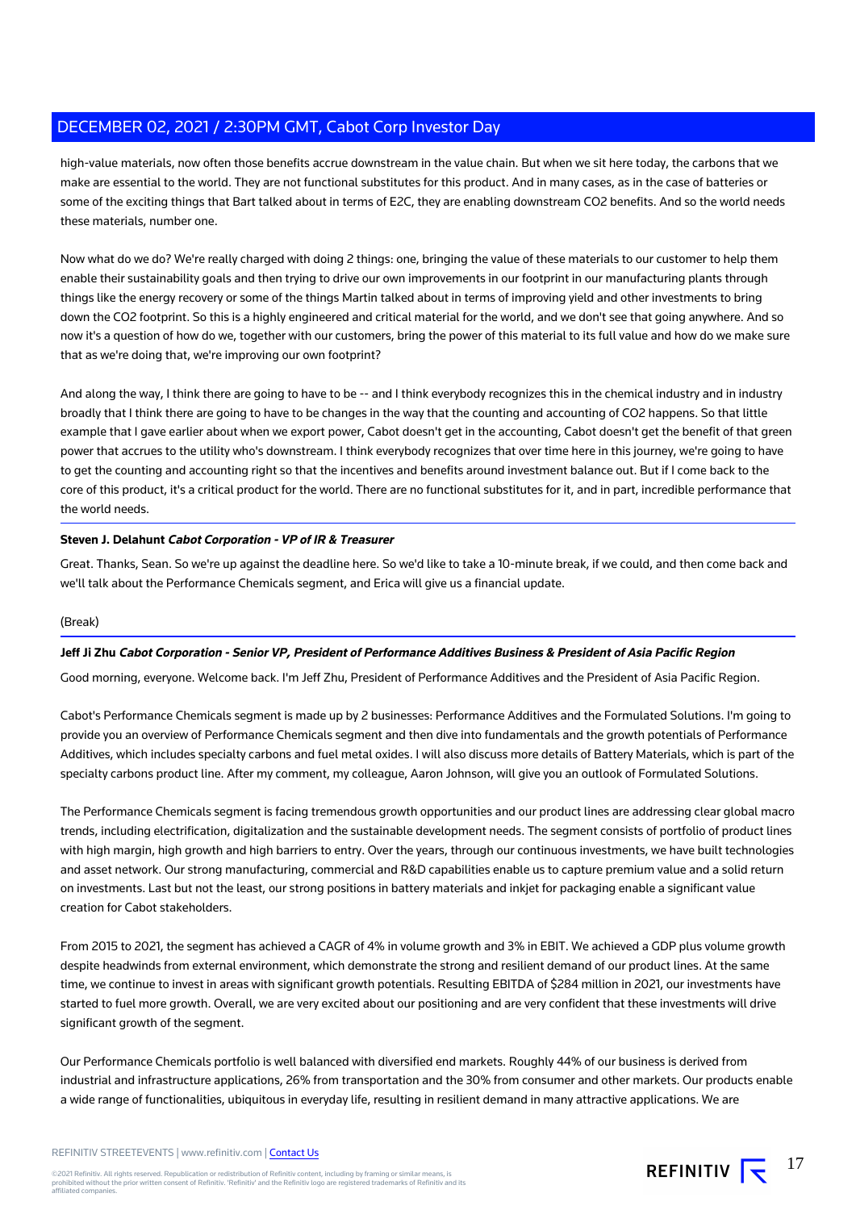high-value materials, now often those benefits accrue downstream in the value chain. But when we sit here today, the carbons that we make are essential to the world. They are not functional substitutes for this product. And in many cases, as in the case of batteries or some of the exciting things that Bart talked about in terms of E2C, they are enabling downstream $CO_2$ benefits. And so the world needs these materials, number one.

Now what do we do? We're really charged with doing 2 things: one, bringing the value of these materials to our customer to help them enable their sustainability goals and then trying to drive our own improvements in our footprint in our manufacturing plants through things like the energy recovery or some of the things Martin talked about in terms of improving yield and other investments to bring down the $CO_2$ footprint. So this is a highly engineered and critical material for the world, and we don't see that going anywhere. And so now it's a question of how do we, together with our customers, bring the power of this material to its full value and how do we make sure that as we're doing that, we're improving our own footprint?

And along the way, I think there are going to have to be -- and I think everybody recognizes this in the chemical industry and in industry broadly that I think there are going to have to be changes in the way that the counting and accounting of $CO_2$ happens. So that little example that I gave earlier about when we export power, Cabot doesn't get in the accounting, Cabot doesn't get the benefit of that green power that accrues to the utility who's downstream. I think everybody recognizes that over time here in this journey, we're going to have to get the counting and accounting right so that the incentives and benefits around investment balance out. But if I come back to the core of this product, it's a critical product for the world. There are no functional substitutes for it, and in part, incredible performance that the world needs.

**Steven J. Delahunt** ***Cabot Corporation - VP of IR & Treasurer***

Great. Thanks, Sean. So we're up against the deadline here. So we'd like to take a 10-minute break, if we could, and then come back and we'll talk about the Performance Chemicals segment, and Erica will give us a financial update.

(Break)

**Jeff Ji Zhu** ***Cabot Corporation - Senior VP, President of Performance Additives Business & President of Asia Pacific Region***

Good morning, everyone. Welcome back. I'm Jeff Zhu, President of Performance Additives and the President of Asia Pacific Region.

Cabot's Performance Chemicals segment is made up by 2 businesses: Performance Additives and the Formulated Solutions. I'm going to provide you an overview of Performance Chemicals segment and then dive into fundamentals and the growth potentials of Performance Additives, which includes specialty carbons and fuel metal oxides. I will also discuss more details of Battery Materials, which is part of the specialty carbons product line. After my comment, my colleague, Aaron Johnson, will give you an outlook of Formulated Solutions.

The Performance Chemicals segment is facing tremendous growth opportunities and our product lines are addressing clear global macro trends, including electrification, digitalization and the sustainable development needs. The segment consists of portfolio of product lines with high margin, high growth and high barriers to entry. Over the years, through our continuous investments, we have built technologies and asset network. Our strong manufacturing, commercial and R&D capabilities enable us to capture premium value and a solid return on investments. Last but not the least, our strong positions in battery materials and inkjet for packaging enable a significant value creation for Cabot stakeholders.

From 2015 to 2021, the segment has achieved a CAGR of 4% in volume growth and 3% in EBIT. We achieved a GDP plus volume growth despite headwinds from external environment, which demonstrate the strong and resilient demand of our product lines. At the same time, we continue to invest in areas with significant growth potentials. Resulting EBITDA of $284 million in 2021, our investments have started to fuel more growth. Overall, we are very excited about our positioning and are very confident that these investments will drive significant growth of the segment.

Our Performance Chemicals portfolio is well balanced with diversified end markets. Roughly 44% of our business is derived from industrial and infrastructure applications, 26% from transportation and the 30% from consumer and other markets. Our products enable a wide range of functionalities, ubiquitous in everyday life, resulting in resilient demand in many attractive applications. We are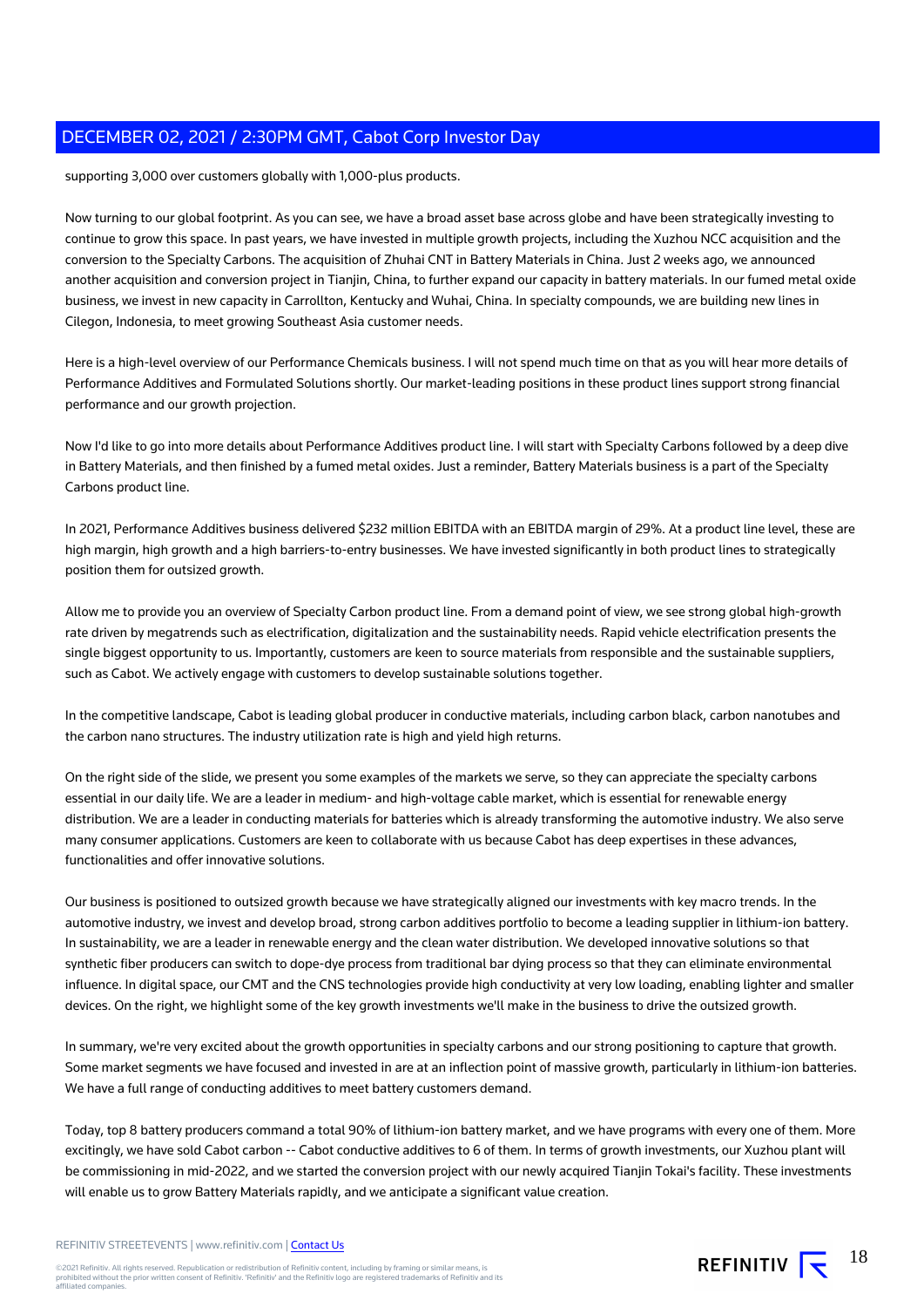supporting 3,000 over customers globally with 1,000-plus products.

Now turning to our global footprint. As you can see, we have a broad asset base across globe and have been strategically investing to continue to grow this space. In past years, we have invested in multiple growth projects, including the Xuzhou NCC acquisition and the conversion to the Specialty Carbons. The acquisition of Zhuhai CNT in Battery Materials in China. Just 2 weeks ago, we announced another acquisition and conversion project in Tianjin, China, to further expand our capacity in battery materials. In our fumed metal oxide business, we invest in new capacity in Carrollton, Kentucky and Wuhai, China. In specialty compounds, we are building new lines in Cilegon, Indonesia, to meet growing Southeast Asia customer needs.

Here is a high-level overview of our Performance Chemicals business. I will not spend much time on that as you will hear more details of Performance Additives and Formulated Solutions shortly. Our market-leading positions in these product lines support strong financial performance and our growth projection.

Now I'd like to go into more details about Performance Additives product line. I will start with Specialty Carbons followed by a deep dive in Battery Materials, and then finished by a fumed metal oxides. Just a reminder, Battery Materials business is a part of the Specialty Carbons product line.

In 2021, Performance Additives business delivered $232 million EBITDA with an EBITDA margin of 29%. At a product line level, these are high margin, high growth and a high barriers-to-entry businesses. We have invested significantly in both product lines to strategically position them for outsized growth.

Allow me to provide you an overview of Specialty Carbon product line. From a demand point of view, we see strong global high-growth rate driven by megatrends such as electrification, digitalization and the sustainability needs. Rapid vehicle electrification presents the single biggest opportunity to us. Importantly, customers are keen to source materials from responsible and the sustainable suppliers, such as Cabot. We actively engage with customers to develop sustainable solutions together.

In the competitive landscape, Cabot is leading global producer in conductive materials, including carbon black, carbon nanotubes and the carbon nano structures. The industry utilization rate is high and yield high returns.

On the right side of the slide, we present you some examples of the markets we serve, so they can appreciate the specialty carbons essential in our daily life. We are a leader in medium- and high-voltage cable market, which is essential for renewable energy distribution. We are a leader in conducting materials for batteries which is already transforming the automotive industry. We also serve many consumer applications. Customers are keen to collaborate with us because Cabot has deep expertises in these advances, functionalities and offer innovative solutions.

Our business is positioned to outsized growth because we have strategically aligned our investments with key macro trends. In the automotive industry, we invest and develop broad, strong carbon additives portfolio to become a leading supplier in lithium-ion battery. In sustainability, we are a leader in renewable energy and the clean water distribution. We developed innovative solutions so that synthetic fiber producers can switch to dope-dye process from traditional bar dying process so that they can eliminate environmental influence. In digital space, our CMT and the CNS technologies provide high conductivity at very low loading, enabling lighter and smaller devices. On the right, we highlight some of the key growth investments we'll make in the business to drive the outsized growth.

In summary, we're very excited about the growth opportunities in specialty carbons and our strong positioning to capture that growth. Some market segments we have focused and invested in are at an inflection point of massive growth, particularly in lithium-ion batteries. We have a full range of conducting additives to meet battery customers demand.

Today, top 8 battery producers command a total 90% of lithium-ion battery market, and we have programs with every one of them. More excitingly, we have sold Cabot carbon -- Cabot conductive additives to 6 of them. In terms of growth investments, our Xuzhou plant will be commissioning in mid-2022, and we started the conversion project with our newly acquired Tianjin Tokai's facility. These investments will enable us to grow Battery Materials rapidly, and we anticipate a significant value creation.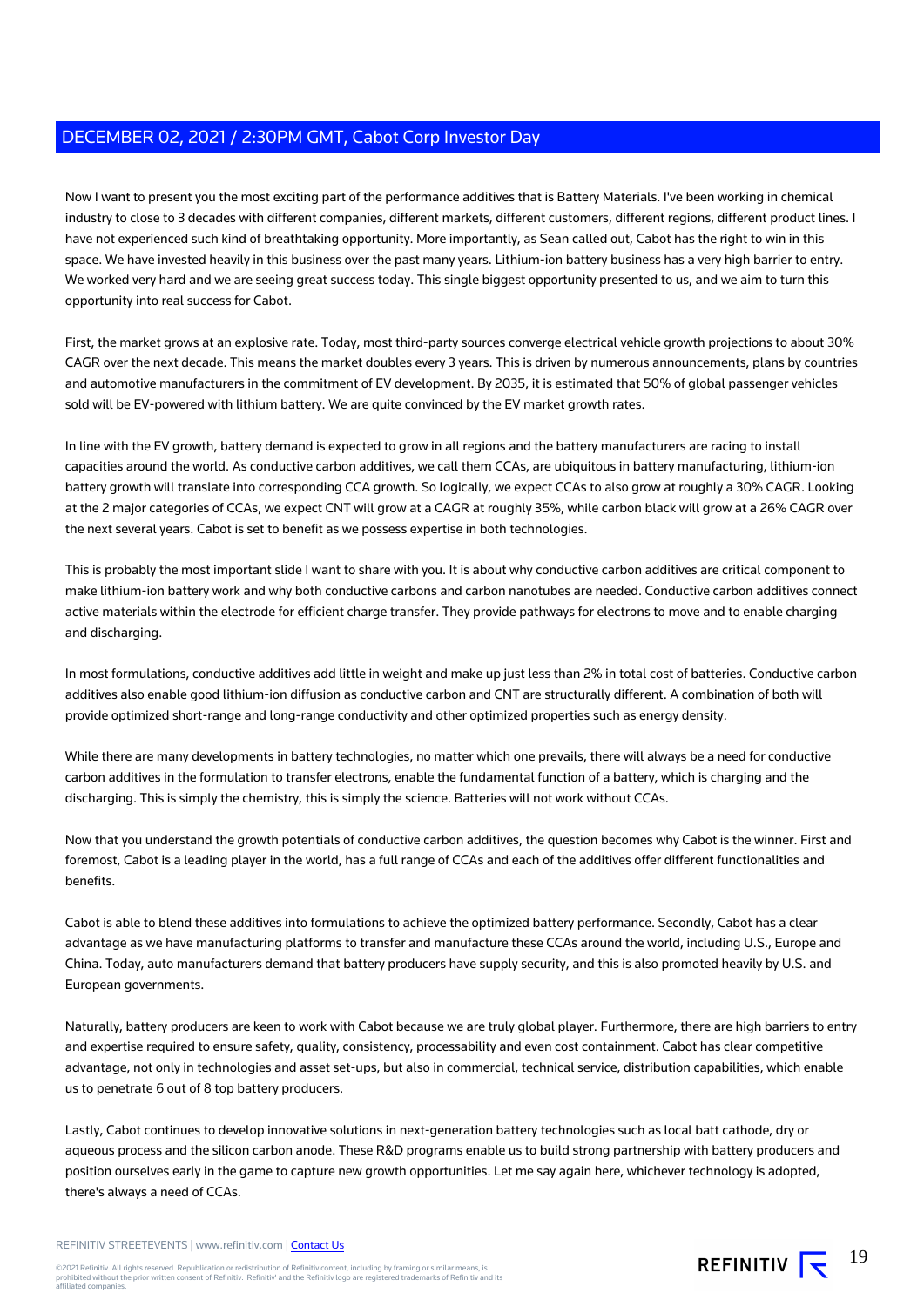Now I want to present you the most exciting part of the performance additives that is Battery Materials. I've been working in chemical industry to close to 3 decades with different companies, different markets, different customers, different regions, different product lines. I have not experienced such kind of breathtaking opportunity. More importantly, as Sean called out, Cabot has the right to win in this space. We have invested heavily in this business over the past many years. Lithium-ion battery business has a very high barrier to entry. We worked very hard and we are seeing great success today. This single biggest opportunity presented to us, and we aim to turn this opportunity into real success for Cabot.

First, the market grows at an explosive rate. Today, most third-party sources converge electrical vehicle growth projections to about 30% CAGR over the next decade. This means the market doubles every 3 years. This is driven by numerous announcements, plans by countries and automotive manufacturers in the commitment of EV development. By 2035, it is estimated that 50% of global passenger vehicles sold will be EV-powered with lithium battery. We are quite convinced by the EV market growth rates.

In line with the EV growth, battery demand is expected to grow in all regions and the battery manufacturers are racing to install capacities around the world. As conductive carbon additives, we call them CCAs, are ubiquitous in battery manufacturing, lithium-ion battery growth will translate into corresponding CCA growth. So logically, we expect CCAs to also grow at roughly a 30% CAGR. Looking at the 2 major categories of CCAs, we expect CNT will grow at a CAGR at roughly 35%, while carbon black will grow at a 26% CAGR over the next several years. Cabot is set to benefit as we possess expertise in both technologies.

This is probably the most important slide I want to share with you. It is about why conductive carbon additives are critical component to make lithium-ion battery work and why both conductive carbons and carbon nanotubes are needed. Conductive carbon additives connect active materials within the electrode for efficient charge transfer. They provide pathways for electrons to move and to enable charging and discharging.

In most formulations, conductive additives add little in weight and make up just less than 2% in total cost of batteries. Conductive carbon additives also enable good lithium-ion diffusion as conductive carbon and CNT are structurally different. A combination of both will provide optimized short-range and long-range conductivity and other optimized properties such as energy density.

While there are many developments in battery technologies, no matter which one prevails, there will always be a need for conductive carbon additives in the formulation to transfer electrons, enable the fundamental function of a battery, which is charging and the discharging. This is simply the chemistry, this is simply the science. Batteries will not work without CCAs.

Now that you understand the growth potentials of conductive carbon additives, the question becomes why Cabot is the winner. First and foremost, Cabot is a leading player in the world, has a full range of CCAs and each of the additives offer different functionalities and benefits.

Cabot is able to blend these additives into formulations to achieve the optimized battery performance. Secondly, Cabot has a clear advantage as we have manufacturing platforms to transfer and manufacture these CCAs around the world, including U.S., Europe and China. Today, auto manufacturers demand that battery producers have supply security, and this is also promoted heavily by U.S. and European governments.

Naturally, battery producers are keen to work with Cabot because we are truly global player. Furthermore, there are high barriers to entry and expertise required to ensure safety, quality, consistency, processability and even cost containment. Cabot has clear competitive advantage, not only in technologies and asset set-ups, but also in commercial, technical service, distribution capabilities, which enable us to penetrate 6 out of 8 top battery producers.

Lastly, Cabot continues to develop innovative solutions in next-generation battery technologies such as local batt cathode, dry or aqueous process and the silicon carbon anode. These R&D programs enable us to build strong partnership with battery producers and position ourselves early in the game to capture new growth opportunities. Let me say again here, whichever technology is adopted, there's always a need of CCAs.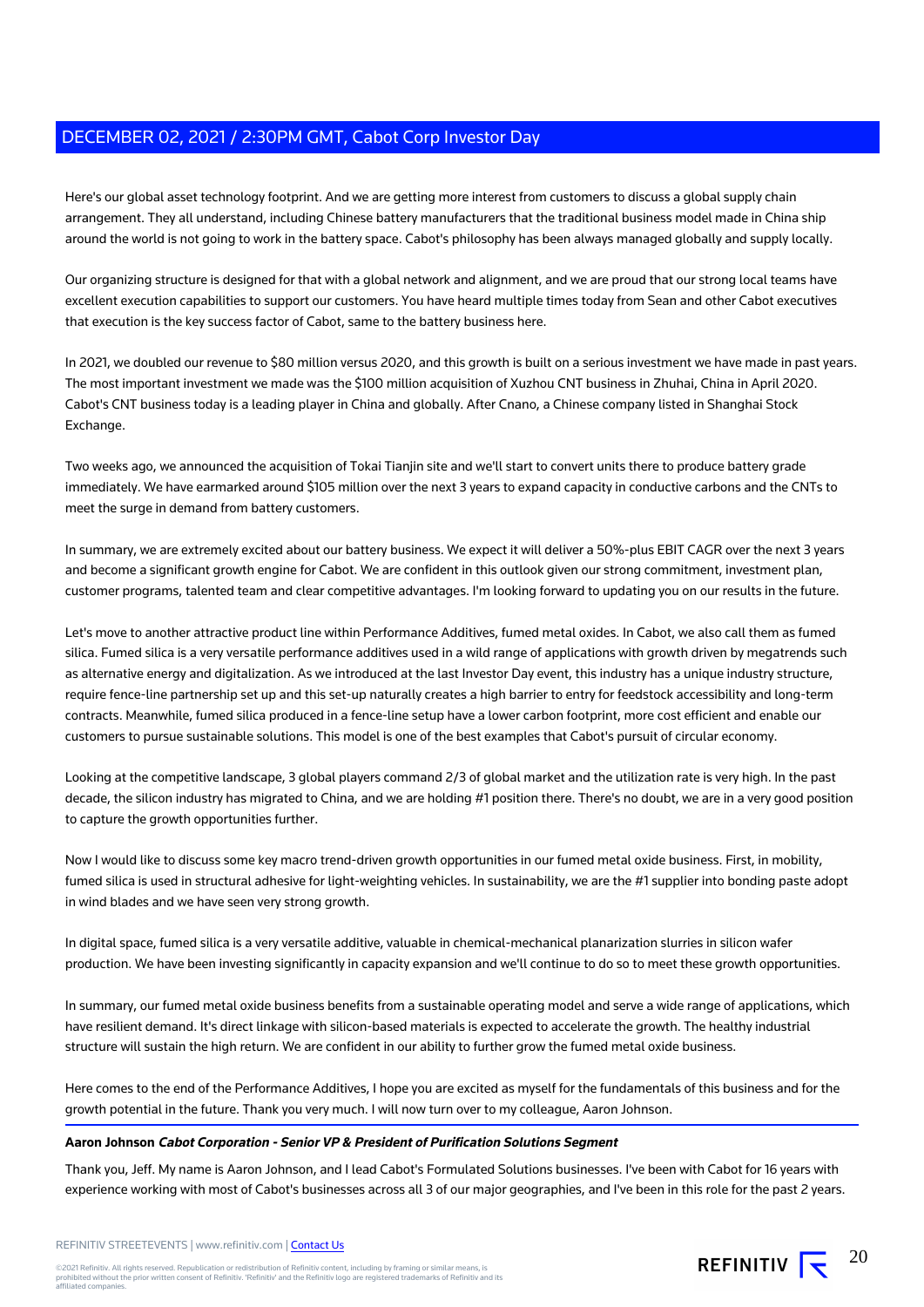Here's our global asset technology footprint. And we are getting more interest from customers to discuss a global supply chain arrangement. They all understand, including Chinese battery manufacturers that the traditional business model made in China ship around the world is not going to work in the battery space. Cabot's philosophy has been always managed globally and supply locally.

Our organizing structure is designed for that with a global network and alignment, and we are proud that our strong local teams have excellent execution capabilities to support our customers. You have heard multiple times today from Sean and other Cabot executives that execution is the key success factor of Cabot, same to the battery business here.

In 2021, we doubled our revenue to $80 million versus 2020, and this growth is built on a serious investment we have made in past years. The most important investment we made was the $100 million acquisition of Xuzhou CNT business in Zhuhai, China in April 2020. Cabot's CNT business today is a leading player in China and globally. After Cnano, a Chinese company listed in Shanghai Stock Exchange.

Two weeks ago, we announced the acquisition of Tokai Tianjin site and we'll start to convert units there to produce battery grade immediately. We have earmarked around $105 million over the next 3 years to expand capacity in conductive carbons and the CNTs to meet the surge in demand from battery customers.

In summary, we are extremely excited about our battery business. We expect it will deliver a 50%-plus EBIT CAGR over the next 3 years and become a significant growth engine for Cabot. We are confident in this outlook given our strong commitment, investment plan, customer programs, talented team and clear competitive advantages. I'm looking forward to updating you on our results in the future.

Let's move to another attractive product line within Performance Additives, fumed metal oxides. In Cabot, we also call them as fumed silica. Fumed silica is a very versatile performance additives used in a wild range of applications with growth driven by megatrends such as alternative energy and digitalization. As we introduced at the last Investor Day event, this industry has a unique industry structure, require fence-line partnership set up and this set-up naturally creates a high barrier to entry for feedstock accessibility and long-term contracts. Meanwhile, fumed silica produced in a fence-line setup have a lower carbon footprint, more cost efficient and enable our customers to pursue sustainable solutions. This model is one of the best examples that Cabot's pursuit of circular economy.

Looking at the competitive landscape, 3 global players command 2/3 of global market and the utilization rate is very high. In the past decade, the silicon industry has migrated to China, and we are holding #1 position there. There's no doubt, we are in a very good position to capture the growth opportunities further.

Now I would like to discuss some key macro trend-driven growth opportunities in our fumed metal oxide business. First, in mobility, fumed silica is used in structural adhesive for light-weighting vehicles. In sustainability, we are the #1 supplier into bonding paste adopt in wind blades and we have seen very strong growth.

In digital space, fumed silica is a very versatile additive, valuable in chemical-mechanical planarization slurries in silicon wafer production. We have been investing significantly in capacity expansion and we'll continue to do so to meet these growth opportunities.

In summary, our fumed metal oxide business benefits from a sustainable operating model and serve a wide range of applications, which have resilient demand. It's direct linkage with silicon-based materials is expected to accelerate the growth. The healthy industrial structure will sustain the high return. We are confident in our ability to further grow the fumed metal oxide business.

Here comes to the end of the Performance Additives, I hope you are excited as myself for the fundamentals of this business and for the growth potential in the future. Thank you very much. I will now turn over to my colleague, Aaron Johnson.

---

**Aaron Johnson** ***Cabot Corporation - Senior VP & President of Purification Solutions Segment***

Thank you, Jeff. My name is Aaron Johnson, and I lead Cabot's Formulated Solutions businesses. I've been with Cabot for 16 years with experience working with most of Cabot's businesses across all 3 of our major geographies, and I've been in this role for the past 2 years.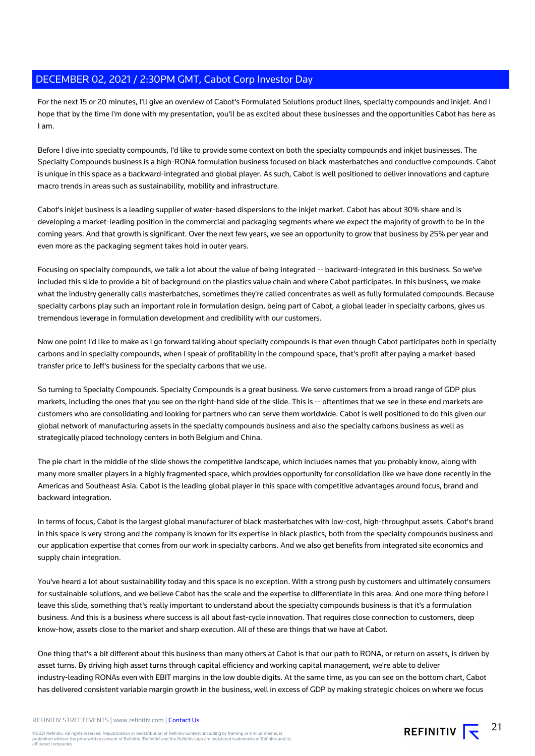For the next 15 or 20 minutes, I'll give an overview of Cabot's Formulated Solutions product lines, specialty compounds and inkjet. And I hope that by the time I'm done with my presentation, you'll be as excited about these businesses and the opportunities Cabot has here as I am.

Before I dive into specialty compounds, I'd like to provide some context on both the specialty compounds and inkjet businesses. The Specialty Compounds business is a high-RONA formulation business focused on black masterbatches and conductive compounds. Cabot is unique in this space as a backward-integrated and global player. As such, Cabot is well positioned to deliver innovations and capture macro trends in areas such as sustainability, mobility and infrastructure.

Cabot's inkjet business is a leading supplier of water-based dispersions to the inkjet market. Cabot has about 30% share and is developing a market-leading position in the commercial and packaging segments where we expect the majority of growth to be in the coming years. And that growth is significant. Over the next few years, we see an opportunity to grow that business by 25% per year and even more as the packaging segment takes hold in outer years.

Focusing on specialty compounds, we talk a lot about the value of being integrated -- backward-integrated in this business. So we've included this slide to provide a bit of background on the plastics value chain and where Cabot participates. In this business, we make what the industry generally calls masterbatches, sometimes they're called concentrates as well as fully formulated compounds. Because specialty carbons play such an important role in formulation design, being part of Cabot, a global leader in specialty carbons, gives us tremendous leverage in formulation development and credibility with our customers.

Now one point I'd like to make as I go forward talking about specialty compounds is that even though Cabot participates both in specialty carbons and in specialty compounds, when I speak of profitability in the compound space, that's profit after paying a market-based transfer price to Jeff's business for the specialty carbons that we use.

So turning to Specialty Compounds. Specialty Compounds is a great business. We serve customers from a broad range of GDP plus markets, including the ones that you see on the right-hand side of the slide. This is -- oftentimes that we see in these end markets are customers who are consolidating and looking for partners who can serve them worldwide. Cabot is well positioned to do this given our global network of manufacturing assets in the specialty compounds business and also the specialty carbons business as well as strategically placed technology centers in both Belgium and China.

The pie chart in the middle of the slide shows the competitive landscape, which includes names that you probably know, along with many more smaller players in a highly fragmented space, which provides opportunity for consolidation like we have done recently in the Americas and Southeast Asia. Cabot is the leading global player in this space with competitive advantages around focus, brand and backward integration.

In terms of focus, Cabot is the largest global manufacturer of black masterbatches with low-cost, high-throughput assets. Cabot's brand in this space is very strong and the company is known for its expertise in black plastics, both from the specialty compounds business and our application expertise that comes from our work in specialty carbons. And we also get benefits from integrated site economics and supply chain integration.

You've heard a lot about sustainability today and this space is no exception. With a strong push by customers and ultimately consumers for sustainable solutions, and we believe Cabot has the scale and the expertise to differentiate in this area. And one more thing before I leave this slide, something that's really important to understand about the specialty compounds business is that it's a formulation business. And this is a business where success is all about fast-cycle innovation. That requires close connection to customers, deep know-how, assets close to the market and sharp execution. All of these are things that we have at Cabot.

One thing that's a bit different about this business than many others at Cabot is that our path to RONA, or return on assets, is driven by asset turns. By driving high asset turns through capital efficiency and working capital management, we're able to deliver industry-leading RONAs even with EBIT margins in the low double digits. At the same time, as you can see on the bottom chart, Cabot has delivered consistent variable margin growth in the business, well in excess of GDP by making strategic choices on where we focus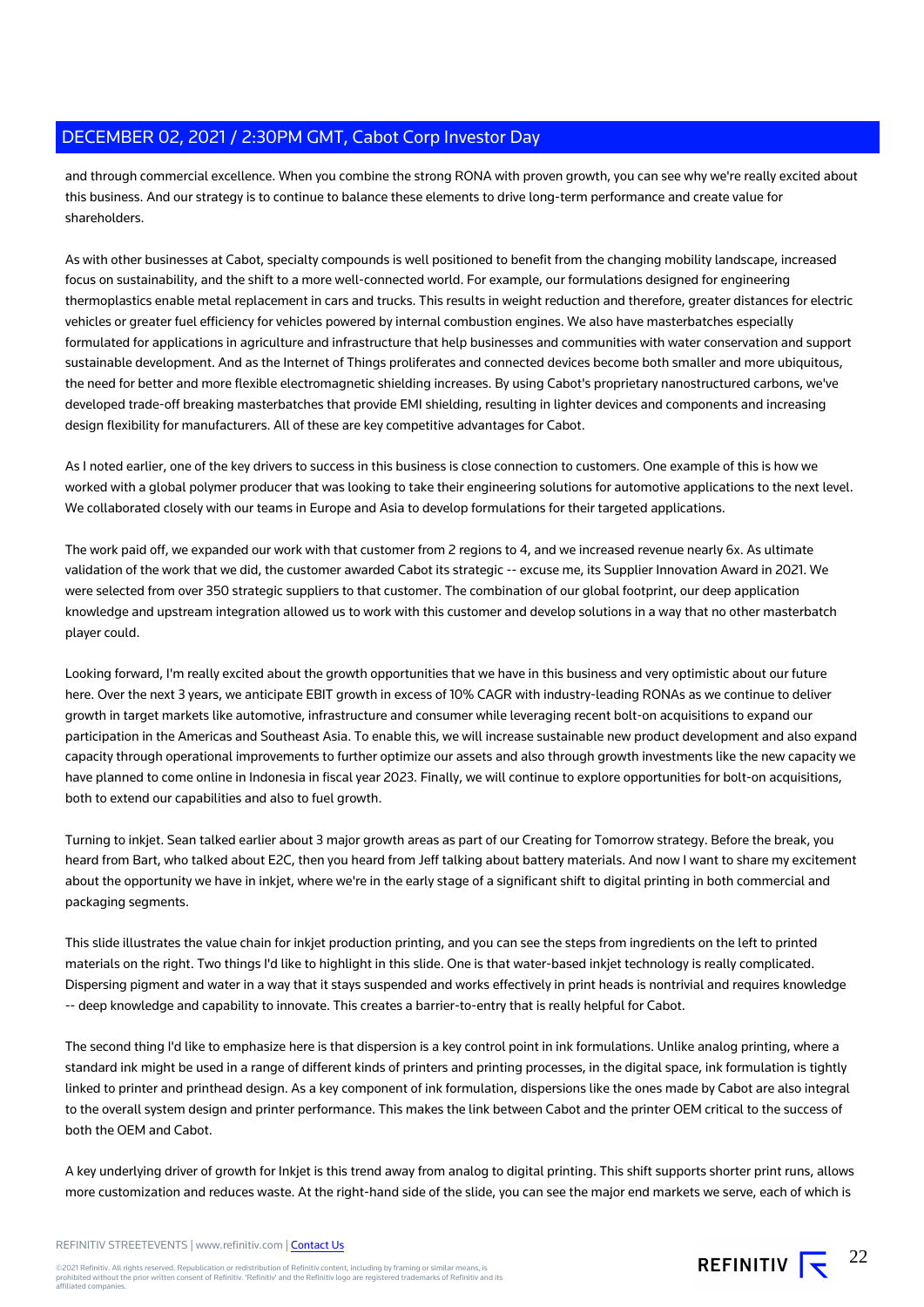and through commercial excellence. When you combine the strong RONA with proven growth, you can see why we're really excited about this business. And our strategy is to continue to balance these elements to drive long-term performance and create value for shareholders.

As with other businesses at Cabot, specialty compounds is well positioned to benefit from the changing mobility landscape, increased focus on sustainability, and the shift to a more well-connected world. For example, our formulations designed for engineering thermoplastics enable metal replacement in cars and trucks. This results in weight reduction and therefore, greater distances for electric vehicles or greater fuel efficiency for vehicles powered by internal combustion engines. We also have masterbatches especially formulated for applications in agriculture and infrastructure that help businesses and communities with water conservation and support sustainable development. And as the Internet of Things proliferates and connected devices become both smaller and more ubiquitous, the need for better and more flexible electromagnetic shielding increases. By using Cabot's proprietary nanostructured carbons, we've developed trade-off breaking masterbatches that provide EMI shielding, resulting in lighter devices and components and increasing design flexibility for manufacturers. All of these are key competitive advantages for Cabot.

As I noted earlier, one of the key drivers to success in this business is close connection to customers. One example of this is how we worked with a global polymer producer that was looking to take their engineering solutions for automotive applications to the next level. We collaborated closely with our teams in Europe and Asia to develop formulations for their targeted applications.

The work paid off, we expanded our work with that customer from 2 regions to 4, and we increased revenue nearly 6x. As ultimate validation of the work that we did, the customer awarded Cabot its strategic -- excuse me, its Supplier Innovation Award in 2021. We were selected from over 350 strategic suppliers to that customer. The combination of our global footprint, our deep application knowledge and upstream integration allowed us to work with this customer and develop solutions in a way that no other masterbatch player could.

Looking forward, I'm really excited about the growth opportunities that we have in this business and very optimistic about our future here. Over the next 3 years, we anticipate EBIT growth in excess of 10% CAGR with industry-leading RONAs as we continue to deliver growth in target markets like automotive, infrastructure and consumer while leveraging recent bolt-on acquisitions to expand our participation in the Americas and Southeast Asia. To enable this, we will increase sustainable new product development and also expand capacity through operational improvements to further optimize our assets and also through growth investments like the new capacity we have planned to come online in Indonesia in fiscal year 2023. Finally, we will continue to explore opportunities for bolt-on acquisitions, both to extend our capabilities and also to fuel growth.

Turning to inkjet. Sean talked earlier about 3 major growth areas as part of our Creating for Tomorrow strategy. Before the break, you heard from Bart, who talked about E2C, then you heard from Jeff talking about battery materials. And now I want to share my excitement about the opportunity we have in inkjet, where we're in the early stage of a significant shift to digital printing in both commercial and packaging segments.

This slide illustrates the value chain for inkjet production printing, and you can see the steps from ingredients on the left to printed materials on the right. Two things I'd like to highlight in this slide. One is that water-based inkjet technology is really complicated. Dispersing pigment and water in a way that it stays suspended and works effectively in print heads is nontrivial and requires knowledge -- deep knowledge and capability to innovate. This creates a barrier-to-entry that is really helpful for Cabot.

The second thing I'd like to emphasize here is that dispersion is a key control point in ink formulations. Unlike analog printing, where a standard ink might be used in a range of different kinds of printers and printing processes, in the digital space, ink formulation is tightly linked to printer and printhead design. As a key component of ink formulation, dispersions like the ones made by Cabot are also integral to the overall system design and printer performance. This makes the link between Cabot and the printer OEM critical to the success of both the OEM and Cabot.

A key underlying driver of growth for Inkjet is this trend away from analog to digital printing. This shift supports shorter print runs, allows more customization and reduces waste. At the right-hand side of the slide, you can see the major end markets we serve, each of which is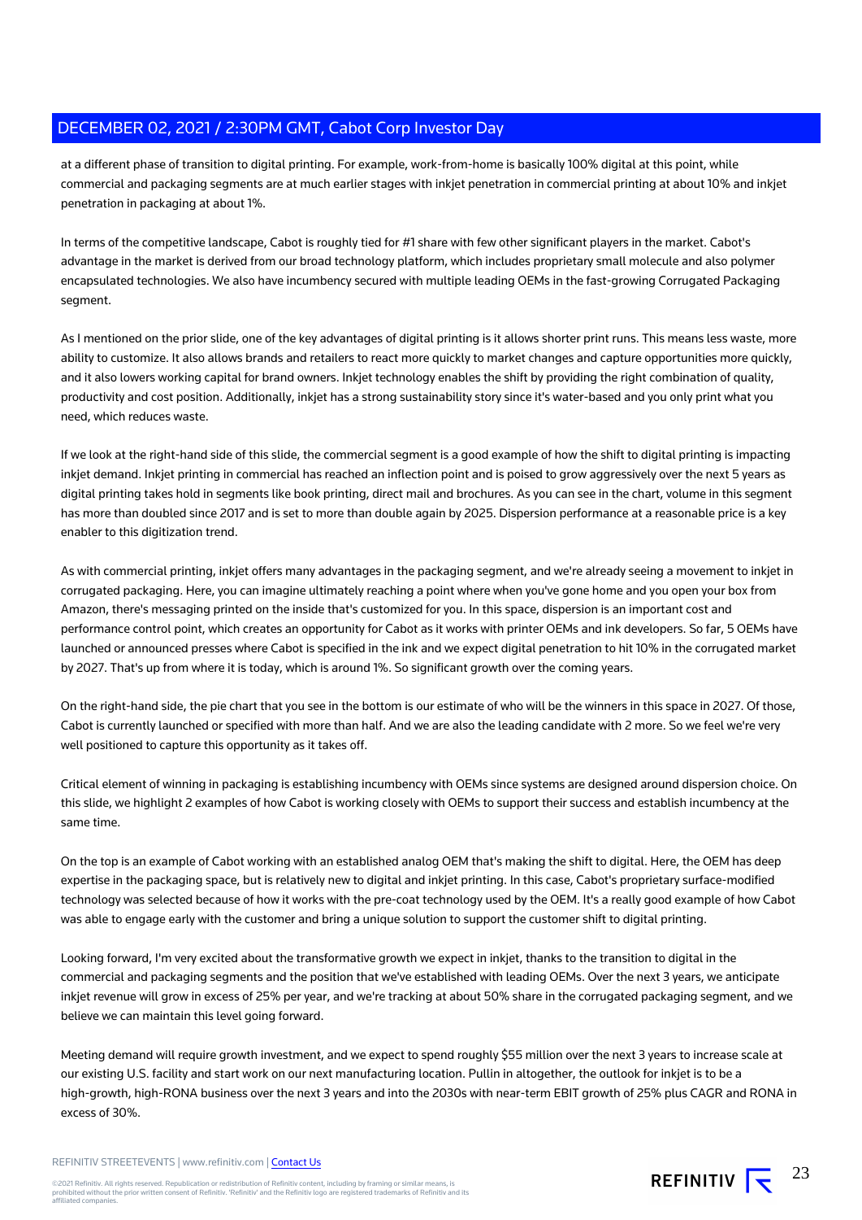at a different phase of transition to digital printing. For example, work-from-home is basically 100% digital at this point, while commercial and packaging segments are at much earlier stages with inkjet penetration in commercial printing at about 10% and inkjet penetration in packaging at about 1%.

In terms of the competitive landscape, Cabot is roughly tied for #1 share with few other significant players in the market. Cabot's advantage in the market is derived from our broad technology platform, which includes proprietary small molecule and also polymer encapsulated technologies. We also have incumbency secured with multiple leading OEMs in the fast-growing Corrugated Packaging segment.

As I mentioned on the prior slide, one of the key advantages of digital printing is it allows shorter print runs. This means less waste, more ability to customize. It also allows brands and retailers to react more quickly to market changes and capture opportunities more quickly, and it also lowers working capital for brand owners. Inkjet technology enables the shift by providing the right combination of quality, productivity and cost position. Additionally, inkjet has a strong sustainability story since it's water-based and you only print what you need, which reduces waste.

If we look at the right-hand side of this slide, the commercial segment is a good example of how the shift to digital printing is impacting inkjet demand. Inkjet printing in commercial has reached an inflection point and is poised to grow aggressively over the next 5 years as digital printing takes hold in segments like book printing, direct mail and brochures. As you can see in the chart, volume in this segment has more than doubled since 2017 and is set to more than double again by 2025. Dispersion performance at a reasonable price is a key enabler to this digitization trend.

As with commercial printing, inkjet offers many advantages in the packaging segment, and we're already seeing a movement to inkjet in corrugated packaging. Here, you can imagine ultimately reaching a point where when you've gone home and you open your box from Amazon, there's messaging printed on the inside that's customized for you. In this space, dispersion is an important cost and performance control point, which creates an opportunity for Cabot as it works with printer OEMs and ink developers. So far, 5 OEMs have launched or announced presses where Cabot is specified in the ink and we expect digital penetration to hit 10% in the corrugated market by 2027. That's up from where it is today, which is around 1%. So significant growth over the coming years.

On the right-hand side, the pie chart that you see in the bottom is our estimate of who will be the winners in this space in 2027. Of those, Cabot is currently launched or specified with more than half. And we are also the leading candidate with 2 more. So we feel we're very well positioned to capture this opportunity as it takes off.

Critical element of winning in packaging is establishing incumbency with OEMs since systems are designed around dispersion choice. On this slide, we highlight 2 examples of how Cabot is working closely with OEMs to support their success and establish incumbency at the same time.

On the top is an example of Cabot working with an established analog OEM that's making the shift to digital. Here, the OEM has deep expertise in the packaging space, but is relatively new to digital and inkjet printing. In this case, Cabot's proprietary surface-modified technology was selected because of how it works with the pre-coat technology used by the OEM. It's a really good example of how Cabot was able to engage early with the customer and bring a unique solution to support the customer shift to digital printing.

Looking forward, I'm very excited about the transformative growth we expect in inkjet, thanks to the transition to digital in the commercial and packaging segments and the position that we've established with leading OEMs. Over the next 3 years, we anticipate inkjet revenue will grow in excess of 25% per year, and we're tracking at about 50% share in the corrugated packaging segment, and we believe we can maintain this level going forward.

Meeting demand will require growth investment, and we expect to spend roughly $55 million over the next 3 years to increase scale at our existing U.S. facility and start work on our next manufacturing location. Pullin in altogether, the outlook for inkjet is to be a high-growth, high-RONA business over the next 3 years and into the 2030s with near-term EBIT growth of 25% plus CAGR and RONA in excess of 30%.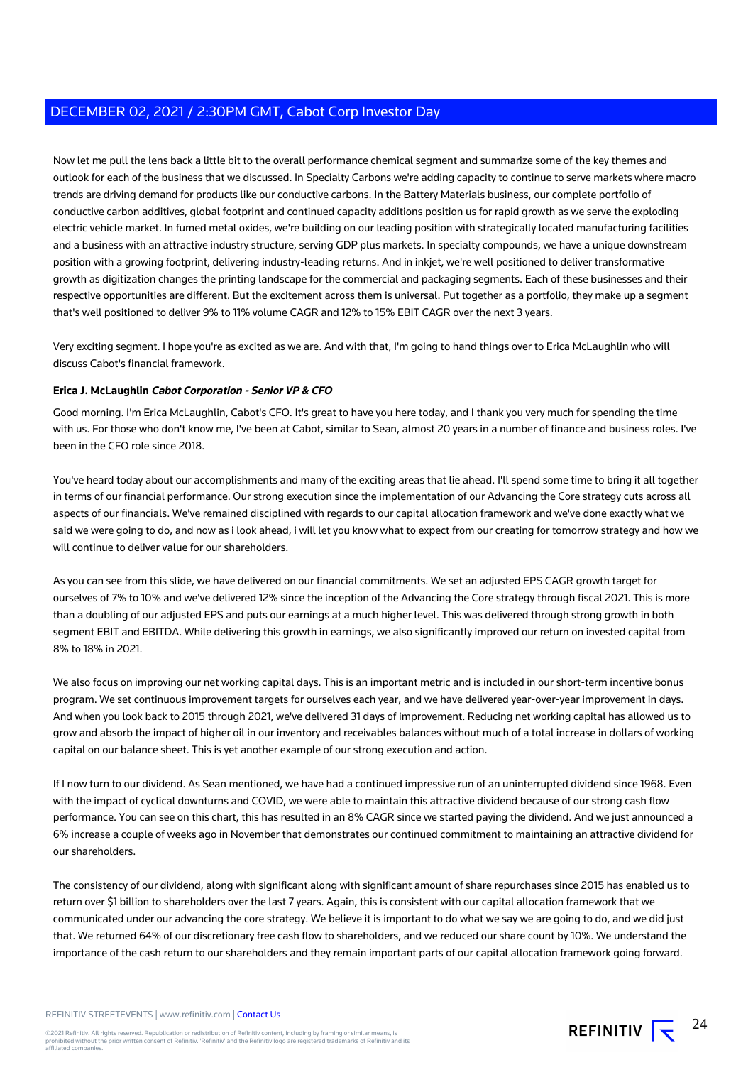Now let me pull the lens back a little bit to the overall performance chemical segment and summarize some of the key themes and outlook for each of the business that we discussed. In Specialty Carbons we're adding capacity to continue to serve markets where macro trends are driving demand for products like our conductive carbons. In the Battery Materials business, our complete portfolio of conductive carbon additives, global footprint and continued capacity additions position us for rapid growth as we serve the exploding electric vehicle market. In fumed metal oxides, we're building on our leading position with strategically located manufacturing facilities and a business with an attractive industry structure, serving GDP plus markets. In specialty compounds, we have a unique downstream position with a growing footprint, delivering industry-leading returns. And in inkjet, we're well positioned to deliver transformative growth as digitization changes the printing landscape for the commercial and packaging segments. Each of these businesses and their respective opportunities are different. But the excitement across them is universal. Put together as a portfolio, they make up a segment that's well positioned to deliver 9% to 11% volume CAGR and 12% to 15% EBIT CAGR over the next 3 years.

Very exciting segment. I hope you're as excited as we are. And with that, I'm going to hand things over to Erica McLaughlin who will discuss Cabot's financial framework.

**Erica J. McLaughlin** ***Cabot Corporation - Senior VP & CFO***

Good morning. I'm Erica McLaughlin, Cabot's CFO. It's great to have you here today, and I thank you very much for spending the time with us. For those who don't know me, I've been at Cabot, similar to Sean, almost 20 years in a number of finance and business roles. I've been in the CFO role since 2018.

You've heard today about our accomplishments and many of the exciting areas that lie ahead. I'll spend some time to bring it all together in terms of our financial performance. Our strong execution since the implementation of our Advancing the Core strategy cuts across all aspects of our financials. We've remained disciplined with regards to our capital allocation framework and we've done exactly what we said we were going to do, and now as i look ahead, i will let you know what to expect from our creating for tomorrow strategy and how we will continue to deliver value for our shareholders.

As you can see from this slide, we have delivered on our financial commitments. We set an adjusted EPS CAGR growth target for ourselves of 7% to 10% and we've delivered 12% since the inception of the Advancing the Core strategy through fiscal 2021. This is more than a doubling of our adjusted EPS and puts our earnings at a much higher level. This was delivered through strong growth in both segment EBIT and EBITDA. While delivering this growth in earnings, we also significantly improved our return on invested capital from 8% to 18% in 2021.

We also focus on improving our net working capital days. This is an important metric and is included in our short-term incentive bonus program. We set continuous improvement targets for ourselves each year, and we have delivered year-over-year improvement in days. And when you look back to 2015 through 2021, we've delivered 31 days of improvement. Reducing net working capital has allowed us to grow and absorb the impact of higher oil in our inventory and receivables balances without much of a total increase in dollars of working capital on our balance sheet. This is yet another example of our strong execution and action.

If I now turn to our dividend. As Sean mentioned, we have had a continued impressive run of an uninterrupted dividend since 1968. Even with the impact of cyclical downturns and COVID, we were able to maintain this attractive dividend because of our strong cash flow performance. You can see on this chart, this has resulted in an 8% CAGR since we started paying the dividend. And we just announced a 6% increase a couple of weeks ago in November that demonstrates our continued commitment to maintaining an attractive dividend for our shareholders.

The consistency of our dividend, along with significant along with significant amount of share repurchases since 2015 has enabled us to return over $1 billion to shareholders over the last 7 years. Again, this is consistent with our capital allocation framework that we communicated under our advancing the core strategy. We believe it is important to do what we say we are going to do, and we did just that. We returned 64% of our discretionary free cash flow to shareholders, and we reduced our share count by 10%. We understand the importance of the cash return to our shareholders and they remain important parts of our capital allocation framework going forward.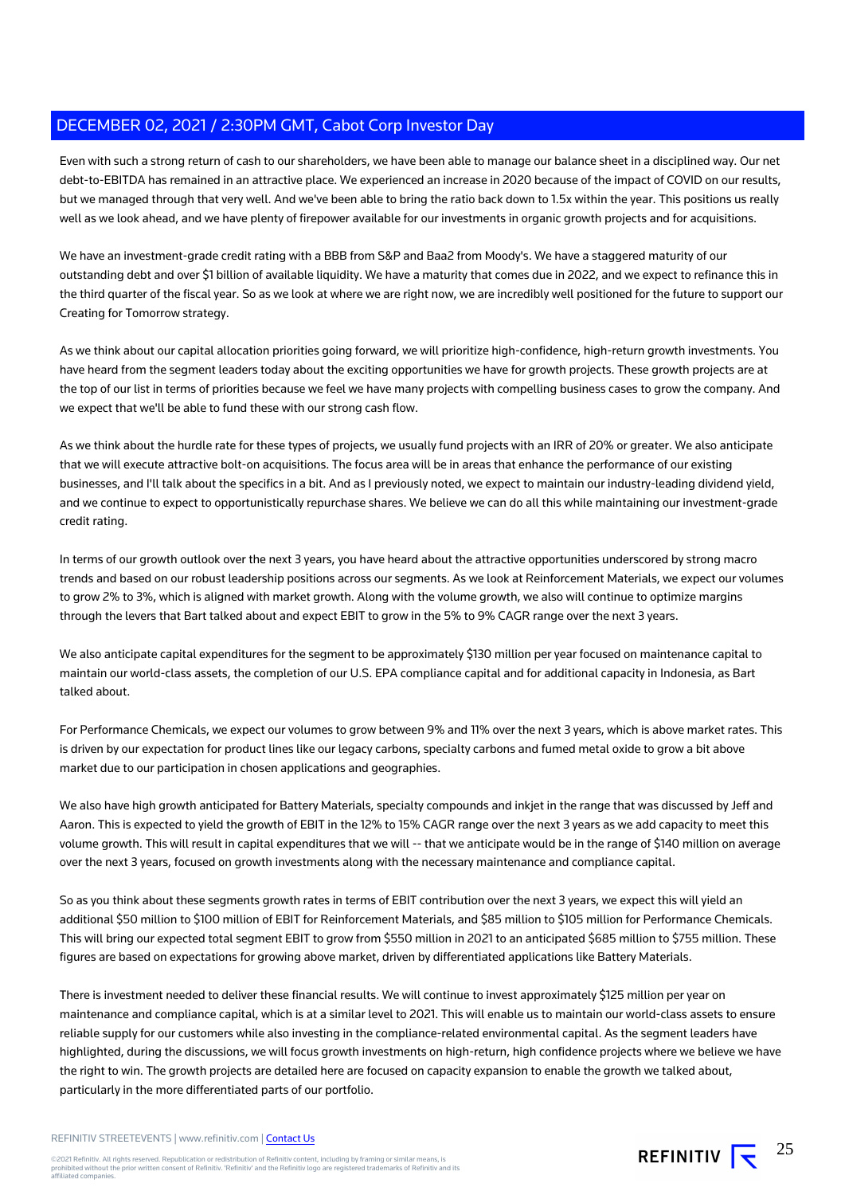Even with such a strong return of cash to our shareholders, we have been able to manage our balance sheet in a disciplined way. Our net debt-to-EBITDA has remained in an attractive place. We experienced an increase in 2020 because of the impact of COVID on our results, but we managed through that very well. And we've been able to bring the ratio back down to 1.5x within the year. This positions us really well as we look ahead, and we have plenty of firepower available for our investments in organic growth projects and for acquisitions.

We have an investment-grade credit rating with a BBB from S&P and Baa2 from Moody's. We have a staggered maturity of our outstanding debt and over $1 billion of available liquidity. We have a maturity that comes due in 2022, and we expect to refinance this in the third quarter of the fiscal year. So as we look at where we are right now, we are incredibly well positioned for the future to support our Creating for Tomorrow strategy.

As we think about our capital allocation priorities going forward, we will prioritize high-confidence, high-return growth investments. You have heard from the segment leaders today about the exciting opportunities we have for growth projects. These growth projects are at the top of our list in terms of priorities because we feel we have many projects with compelling business cases to grow the company. And we expect that we'll be able to fund these with our strong cash flow.

As we think about the hurdle rate for these types of projects, we usually fund projects with an IRR of 20% or greater. We also anticipate that we will execute attractive bolt-on acquisitions. The focus area will be in areas that enhance the performance of our existing businesses, and I'll talk about the specifics in a bit. And as I previously noted, we expect to maintain our industry-leading dividend yield, and we continue to expect to opportunistically repurchase shares. We believe we can do all this while maintaining our investment-grade credit rating.

In terms of our growth outlook over the next 3 years, you have heard about the attractive opportunities underscored by strong macro trends and based on our robust leadership positions across our segments. As we look at Reinforcement Materials, we expect our volumes to grow 2% to 3%, which is aligned with market growth. Along with the volume growth, we also will continue to optimize margins through the levers that Bart talked about and expect EBIT to grow in the 5% to 9% CAGR range over the next 3 years.

We also anticipate capital expenditures for the segment to be approximately $130 million per year focused on maintenance capital to maintain our world-class assets, the completion of our U.S. EPA compliance capital and for additional capacity in Indonesia, as Bart talked about.

For Performance Chemicals, we expect our volumes to grow between 9% and 11% over the next 3 years, which is above market rates. This is driven by our expectation for product lines like our legacy carbons, specialty carbons and fumed metal oxide to grow a bit above market due to our participation in chosen applications and geographies.

We also have high growth anticipated for Battery Materials, specialty compounds and inkjet in the range that was discussed by Jeff and Aaron. This is expected to yield the growth of EBIT in the 12% to 15% CAGR range over the next 3 years as we add capacity to meet this volume growth. This will result in capital expenditures that we will -- that we anticipate would be in the range of $140 million on average over the next 3 years, focused on growth investments along with the necessary maintenance and compliance capital.

So as you think about these segments growth rates in terms of EBIT contribution over the next 3 years, we expect this will yield an additional $50 million to $100 million of EBIT for Reinforcement Materials, and $85 million to $105 million for Performance Chemicals. This will bring our expected total segment EBIT to grow from $550 million in 2021 to an anticipated $685 million to $755 million. These figures are based on expectations for growing above market, driven by differentiated applications like Battery Materials.

There is investment needed to deliver these financial results. We will continue to invest approximately $125 million per year on maintenance and compliance capital, which is at a similar level to 2021. This will enable us to maintain our world-class assets to ensure reliable supply for our customers while also investing in the compliance-related environmental capital. As the segment leaders have highlighted, during the discussions, we will focus growth investments on high-return, high confidence projects where we believe we have the right to win. The growth projects are detailed here are focused on capacity expansion to enable the growth we talked about, particularly in the more differentiated parts of our portfolio.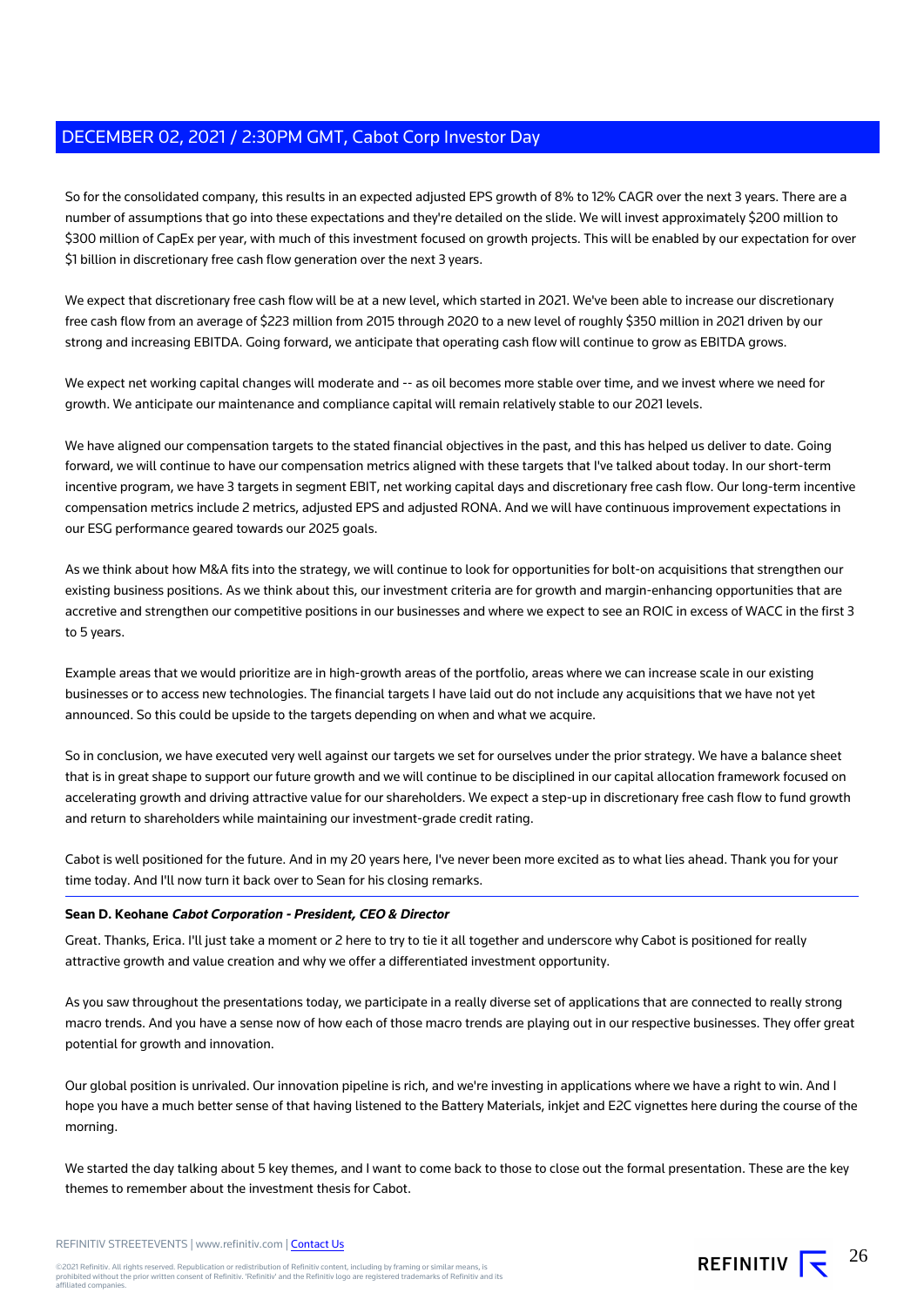So for the consolidated company, this results in an expected adjusted EPS growth of 8% to 12% CAGR over the next 3 years. There are a number of assumptions that go into these expectations and they're detailed on the slide. We will invest approximately $200 million to $300 million of CapEx per year, with much of this investment focused on growth projects. This will be enabled by our expectation for over $1 billion in discretionary free cash flow generation over the next 3 years.

We expect that discretionary free cash flow will be at a new level, which started in 2021. We've been able to increase our discretionary free cash flow from an average of $223 million from 2015 through 2020 to a new level of roughly $350 million in 2021 driven by our strong and increasing EBITDA. Going forward, we anticipate that operating cash flow will continue to grow as EBITDA grows.

We expect net working capital changes will moderate and -- as oil becomes more stable over time, and we invest where we need for growth. We anticipate our maintenance and compliance capital will remain relatively stable to our 2021 levels.

We have aligned our compensation targets to the stated financial objectives in the past, and this has helped us deliver to date. Going forward, we will continue to have our compensation metrics aligned with these targets that I've talked about today. In our short-term incentive program, we have 3 targets in segment EBIT, net working capital days and discretionary free cash flow. Our long-term incentive compensation metrics include 2 metrics, adjusted EPS and adjusted RONA. And we will have continuous improvement expectations in our ESG performance geared towards our 2025 goals.

As we think about how M&A fits into the strategy, we will continue to look for opportunities for bolt-on acquisitions that strengthen our existing business positions. As we think about this, our investment criteria are for growth and margin-enhancing opportunities that are accretive and strengthen our competitive positions in our businesses and where we expect to see an ROIC in excess of WACC in the first 3 to 5 years.

Example areas that we would prioritize are in high-growth areas of the portfolio, areas where we can increase scale in our existing businesses or to access new technologies. The financial targets I have laid out do not include any acquisitions that we have not yet announced. So this could be upside to the targets depending on when and what we acquire.

So in conclusion, we have executed very well against our targets we set for ourselves under the prior strategy. We have a balance sheet that is in great shape to support our future growth and we will continue to be disciplined in our capital allocation framework focused on accelerating growth and driving attractive value for our shareholders. We expect a step-up in discretionary free cash flow to fund growth and return to shareholders while maintaining our investment-grade credit rating.

Cabot is well positioned for the future. And in my 20 years here, I've never been more excited as to what lies ahead. Thank you for your time today. And I'll now turn it back over to Sean for his closing remarks.

---

**Sean D. Keohane** ***Cabot Corporation - President, CEO & Director***

Great. Thanks, Erica. I'll just take a moment or 2 here to try to tie it all together and underscore why Cabot is positioned for really attractive growth and value creation and why we offer a differentiated investment opportunity.

As you saw throughout the presentations today, we participate in a really diverse set of applications that are connected to really strong macro trends. And you have a sense now of how each of those macro trends are playing out in our respective businesses. They offer great potential for growth and innovation.

Our global position is unrivaled. Our innovation pipeline is rich, and we're investing in applications where we have a right to win. And I hope you have a much better sense of that having listened to the Battery Materials, inkjet and E2C vignettes here during the course of the morning.

We started the day talking about 5 key themes, and I want to come back to those to close out the formal presentation. These are the key themes to remember about the investment thesis for Cabot.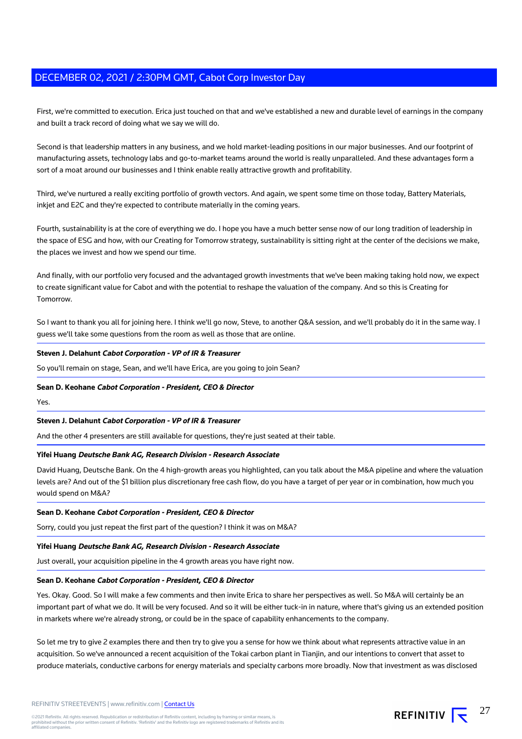First, we're committed to execution. Erica just touched on that and we've established a new and durable level of earnings in the company and built a track record of doing what we say we will do.

Second is that leadership matters in any business, and we hold market-leading positions in our major businesses. And our footprint of manufacturing assets, technology labs and go-to-market teams around the world is really unparalleled. And these advantages form a sort of a moat around our businesses and I think enable really attractive growth and profitability.

Third, we've nurtured a really exciting portfolio of growth vectors. And again, we spent some time on those today, Battery Materials, inkjet and E2C and they're expected to contribute materially in the coming years.

Fourth, sustainability is at the core of everything we do. I hope you have a much better sense now of our long tradition of leadership in the space of ESG and how, with our Creating for Tomorrow strategy, sustainability is sitting right at the center of the decisions we make, the places we invest and how we spend our time.

And finally, with our portfolio very focused and the advantaged growth investments that we've been making taking hold now, we expect to create significant value for Cabot and with the potential to reshape the valuation of the company. And so this is Creating for Tomorrow.

So I want to thank you all for joining here. I think we'll go now, Steve, to another Q&A session, and we'll probably do it in the same way. I guess we'll take some questions from the room as well as those that are online.

**Steven J. Delahunt** ***Cabot Corporation - VP of IR & Treasurer***

So you'll remain on stage, Sean, and we'll have Erica, are you going to join Sean?

**Sean D. Keohane** ***Cabot Corporation - President, CEO & Director***

Yes.

**Steven J. Delahunt** ***Cabot Corporation - VP of IR & Treasurer***

And the other 4 presenters are still available for questions, they're just seated at their table.

**Yifei Huang** ***Deutsche Bank AG, Research Division - Research Associate***

David Huang, Deutsche Bank. On the 4 high-growth areas you highlighted, can you talk about the M&A pipeline and where the valuation levels are? And out of the $1 billion plus discretionary free cash flow, do you have a target of per year or in combination, how much you would spend on M&A?

**Sean D. Keohane** ***Cabot Corporation - President, CEO & Director***

Sorry, could you just repeat the first part of the question? I think it was on M&A?

**Yifei Huang** ***Deutsche Bank AG, Research Division - Research Associate***

Just overall, your acquisition pipeline in the 4 growth areas you have right now.

**Sean D. Keohane** ***Cabot Corporation - President, CEO & Director***

Yes. Okay. Good. So I will make a few comments and then invite Erica to share her perspectives as well. So M&A will certainly be an important part of what we do. It will be very focused. And so it will be either tuck-in in nature, where that's giving us an extended position in markets where we're already strong, or could be in the space of capability enhancements to the company.

So let me try to give 2 examples there and then try to give you a sense for how we think about what represents attractive value in an acquisition. So we've announced a recent acquisition of the Tokai carbon plant in Tianjin, and our intentions to convert that asset to produce materials, conductive carbons for energy materials and specialty carbons more broadly. Now that investment as was disclosed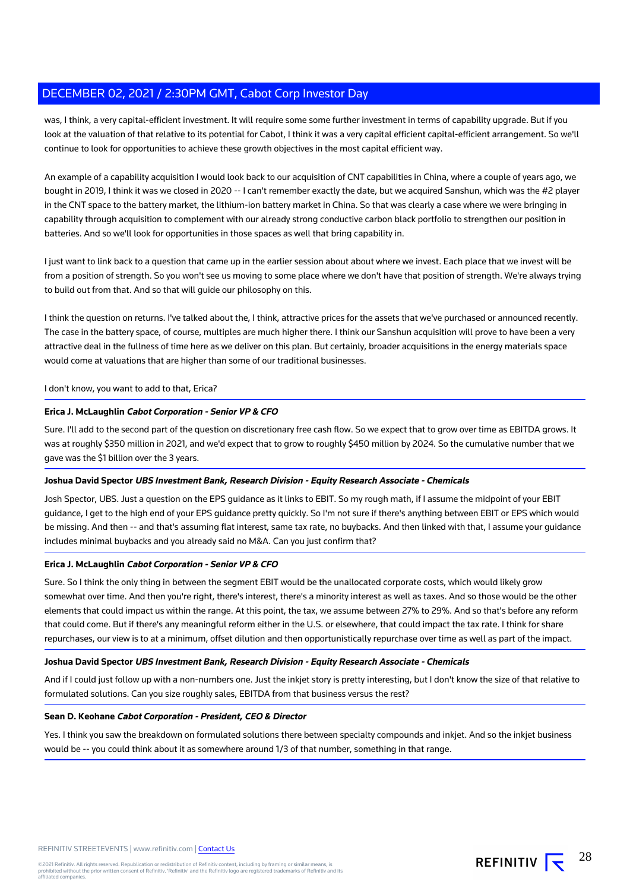was, I think, a very capital-efficient investment. It will require some some further investment in terms of capability upgrade. But if you look at the valuation of that relative to its potential for Cabot, I think it was a very capital efficient capital-efficient arrangement. So we'll continue to look for opportunities to achieve these growth objectives in the most capital efficient way.

An example of a capability acquisition I would look back to our acquisition of CNT capabilities in China, where a couple of years ago, we bought in 2019, I think it was we closed in 2020 -- I can't remember exactly the date, but we acquired Sanshun, which was the #2 player in the CNT space to the battery market, the lithium-ion battery market in China. So that was clearly a case where we were bringing in capability through acquisition to complement with our already strong conductive carbon black portfolio to strengthen our position in batteries. And so we'll look for opportunities in those spaces as well that bring capability in.

I just want to link back to a question that came up in the earlier session about about where we invest. Each place that we invest will be from a position of strength. So you won't see us moving to some place where we don't have that position of strength. We're always trying to build out from that. And so that will guide our philosophy on this.

I think the question on returns. I've talked about the, I think, attractive prices for the assets that we've purchased or announced recently. The case in the battery space, of course, multiples are much higher there. I think our Sanshun acquisition will prove to have been a very attractive deal in the fullness of time here as we deliver on this plan. But certainly, broader acquisitions in the energy materials space would come at valuations that are higher than some of our traditional businesses.

I don't know, you want to add to that, Erica?

---

**Erica J. McLaughlin** ***Cabot Corporation - Senior VP & CFO***

Sure. I'll add to the second part of the question on discretionary free cash flow. So we expect that to grow over time as EBITDA grows. It was at roughly $350 million in 2021, and we'd expect that to grow to roughly $450 million by 2024. So the cumulative number that we gave was the $1 billion over the 3 years.

---

**Joshua David Spector** ***UBS Investment Bank, Research Division - Equity Research Associate - Chemicals***

Josh Spector, UBS. Just a question on the EPS guidance as it links to EBIT. So my rough math, if I assume the midpoint of your EBIT guidance, I get to the high end of your EPS guidance pretty quickly. So I'm not sure if there's anything between EBIT or EPS which would be missing. And then -- and that's assuming flat interest, same tax rate, no buybacks. And then linked with that, I assume your guidance includes minimal buybacks and you already said no M&A. Can you just confirm that?

---

**Erica J. McLaughlin** ***Cabot Corporation - Senior VP & CFO***

Sure. So I think the only thing in between the segment EBIT would be the unallocated corporate costs, which would likely grow somewhat over time. And then you're right, there's interest, there's a minority interest as well as taxes. And so those would be the other elements that could impact us within the range. At this point, the tax, we assume between 27% to 29%. And so that's before any reform that could come. But if there's any meaningful reform either in the U.S. or elsewhere, that could impact the tax rate. I think for share repurchases, our view is to at a minimum, offset dilution and then opportunistically repurchase over time as well as part of the impact.

---

**Joshua David Spector** ***UBS Investment Bank, Research Division - Equity Research Associate - Chemicals***

And if I could just follow up with a non-numbers one. Just the inkjet story is pretty interesting, but I don't know the size of that relative to formulated solutions. Can you size roughly sales, EBITDA from that business versus the rest?

---

**Sean D. Keohane** ***Cabot Corporation - President, CEO & Director***

Yes. I think you saw the breakdown on formulated solutions there between specialty compounds and inkjet. And so the inkjet business would be -- you could think about it as somewhere around 1/3 of that number, something in that range.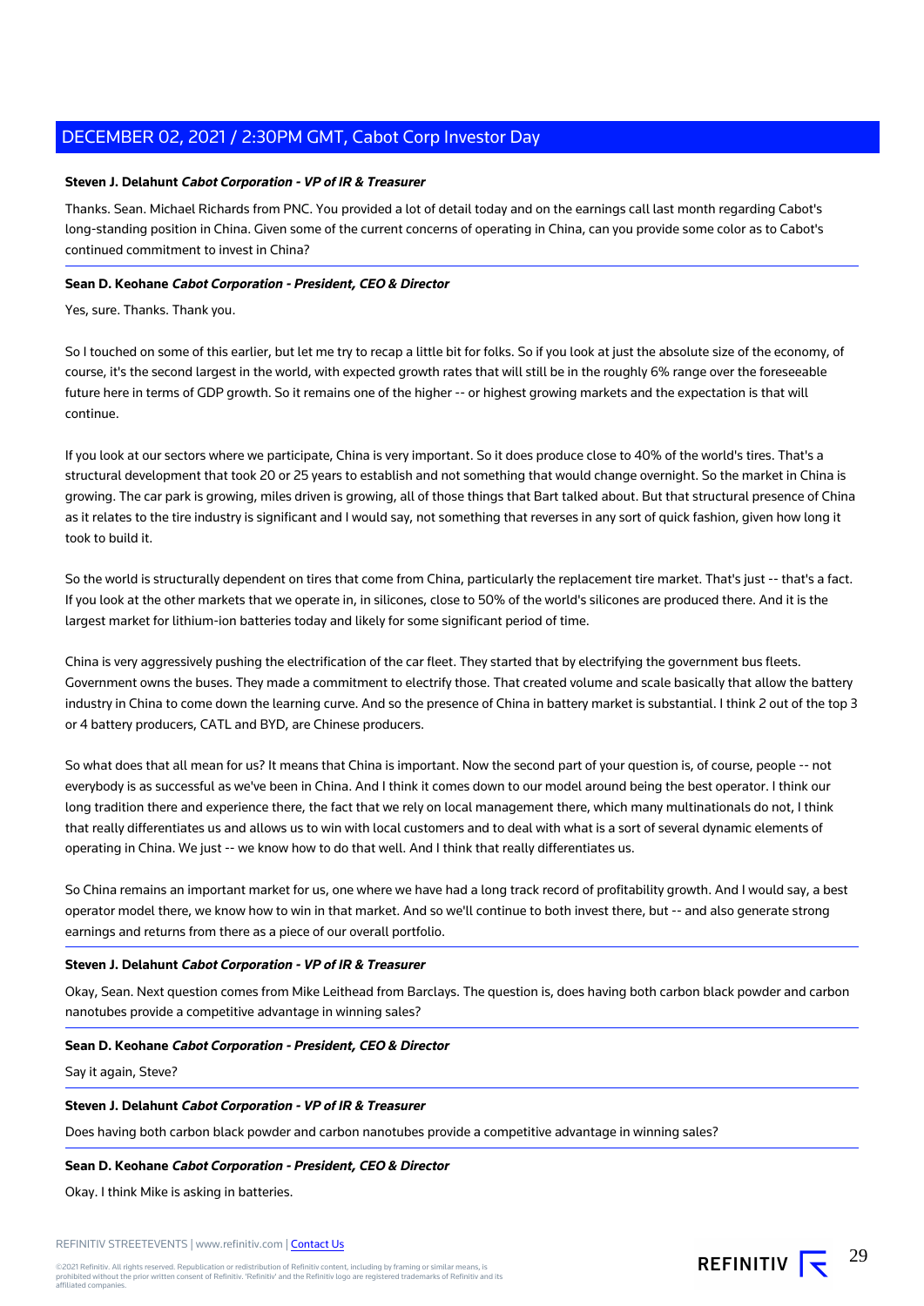**Steven J. Delahunt** ***Cabot Corporation - VP of IR & Treasurer***

Thanks. Sean. Michael Richards from PNC. You provided a lot of detail today and on the earnings call last month regarding Cabot's long-standing position in China. Given some of the current concerns of operating in China, can you provide some color as to Cabot's continued commitment to invest in China?

**Sean D. Keohane** ***Cabot Corporation - President, CEO & Director***

Yes, sure. Thanks. Thank you.

So I touched on some of this earlier, but let me try to recap a little bit for folks. So if you look at just the absolute size of the economy, of course, it's the second largest in the world, with expected growth rates that will still be in the roughly 6% range over the foreseeable future here in terms of GDP growth. So it remains one of the higher -- or highest growing markets and the expectation is that will continue.

If you look at our sectors where we participate, China is very important. So it does produce close to 40% of the world's tires. That's a structural development that took 20 or 25 years to establish and not something that would change overnight. So the market in China is growing. The car park is growing, miles driven is growing, all of those things that Bart talked about. But that structural presence of China as it relates to the tire industry is significant and I would say, not something that reverses in any sort of quick fashion, given how long it took to build it.

So the world is structurally dependent on tires that come from China, particularly the replacement tire market. That's just -- that's a fact. If you look at the other markets that we operate in, in silicones, close to 50% of the world's silicones are produced there. And it is the largest market for lithium-ion batteries today and likely for some significant period of time.

China is very aggressively pushing the electrification of the car fleet. They started that by electrifying the government bus fleets. Government owns the buses. They made a commitment to electrify those. That created volume and scale basically that allow the battery industry in China to come down the learning curve. And so the presence of China in battery market is substantial. I think 2 out of the top 3 or 4 battery producers, CATL and BYD, are Chinese producers.

So what does that all mean for us? It means that China is important. Now the second part of your question is, of course, people -- not everybody is as successful as we've been in China. And I think it comes down to our model around being the best operator. I think our long tradition there and experience there, the fact that we rely on local management there, which many multinationals do not, I think that really differentiates us and allows us to win with local customers and to deal with what is a sort of several dynamic elements of operating in China. We just -- we know how to do that well. And I think that really differentiates us.

So China remains an important market for us, one where we have had a long track record of profitability growth. And I would say, a best operator model there, we know how to win in that market. And so we'll continue to both invest there, but -- and also generate strong earnings and returns from there as a piece of our overall portfolio.

**Steven J. Delahunt** ***Cabot Corporation - VP of IR & Treasurer***

Okay, Sean. Next question comes from Mike Leithead from Barclays. The question is, does having both carbon black powder and carbon nanotubes provide a competitive advantage in winning sales?

**Sean D. Keohane** ***Cabot Corporation - President, CEO & Director***

Say it again, Steve?

**Steven J. Delahunt** ***Cabot Corporation - VP of IR & Treasurer***

Does having both carbon black powder and carbon nanotubes provide a competitive advantage in winning sales?

**Sean D. Keohane** ***Cabot Corporation - President, CEO & Director***

Okay. I think Mike is asking in batteries.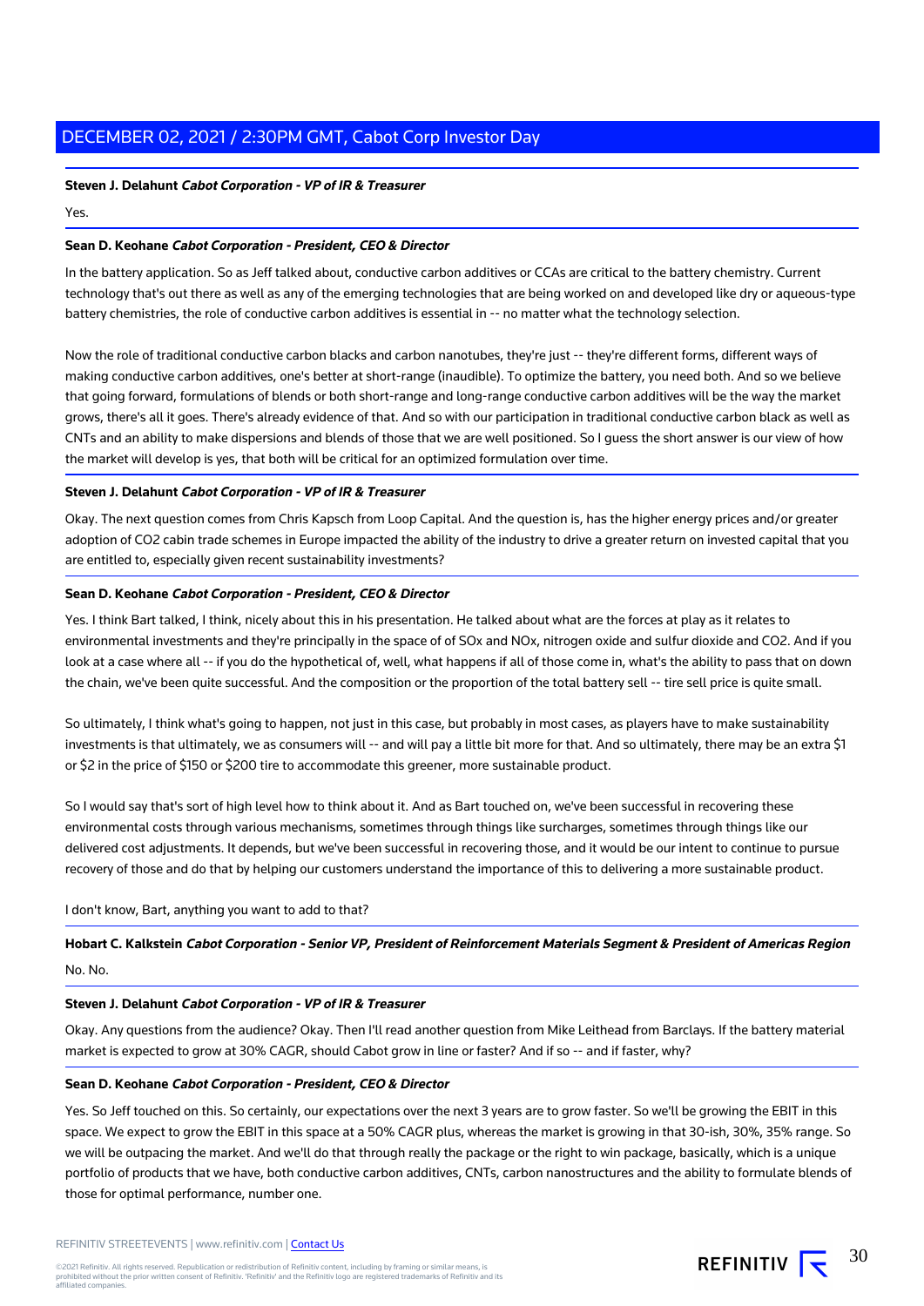**Steven J. Delahunt** ***Cabot Corporation - VP of IR & Treasurer***

Yes.

**Sean D. Keohane** ***Cabot Corporation - President, CEO & Director***

In the battery application. So as Jeff talked about, conductive carbon additives or CCAs are critical to the battery chemistry. Current technology that's out there as well as any of the emerging technologies that are being worked on and developed like dry or aqueous-type battery chemistries, the role of conductive carbon additives is essential in -- no matter what the technology selection.

Now the role of traditional conductive carbon blacks and carbon nanotubes, they're just -- they're different forms, different ways of making conductive carbon additives, one's better at short-range (inaudible). To optimize the battery, you need both. And so we believe that going forward, formulations of blends or both short-range and long-range conductive carbon additives will be the way the market grows, there's all it goes. There's already evidence of that. And so with our participation in traditional conductive carbon black as well as CNTs and an ability to make dispersions and blends of those that we are well positioned. So I guess the short answer is our view of how the market will develop is yes, that both will be critical for an optimized formulation over time.

**Steven J. Delahunt** ***Cabot Corporation - VP of IR & Treasurer***

Okay. The next question comes from Chris Kapsch from Loop Capital. And the question is, has the higher energy prices and/or greater adoption of CO2 cabin trade schemes in Europe impacted the ability of the industry to drive a greater return on invested capital that you are entitled to, especially given recent sustainability investments?

**Sean D. Keohane** ***Cabot Corporation - President, CEO & Director***

Yes. I think Bart talked, I think, nicely about this in his presentation. He talked about what are the forces at play as it relates to environmental investments and they're principally in the space of of SOx and NOx, nitrogen oxide and sulfur dioxide and CO2. And if you look at a case where all -- if you do the hypothetical of, well, what happens if all of those come in, what's the ability to pass that on down the chain, we've been quite successful. And the composition or the proportion of the total battery sell -- tire sell price is quite small.

So ultimately, I think what's going to happen, not just in this case, but probably in most cases, as players have to make sustainability investments is that ultimately, we as consumers will -- and will pay a little bit more for that. And so ultimately, there may be an extra $1 or $2 in the price of $150 or $200 tire to accommodate this greener, more sustainable product.

So I would say that's sort of high level how to think about it. And as Bart touched on, we've been successful in recovering these environmental costs through various mechanisms, sometimes through things like surcharges, sometimes through things like our delivered cost adjustments. It depends, but we've been successful in recovering those, and it would be our intent to continue to pursue recovery of those and do that by helping our customers understand the importance of this to delivering a more sustainable product.

I don't know, Bart, anything you want to add to that?

**Hobart C. Kalkstein** ***Cabot Corporation - Senior VP, President of Reinforcement Materials Segment & President of Americas Region***

No. No.

**Steven J. Delahunt** ***Cabot Corporation - VP of IR & Treasurer***

Okay. Any questions from the audience? Okay. Then I'll read another question from Mike Leithead from Barclays. If the battery material market is expected to grow at 30% CAGR, should Cabot grow in line or faster? And if so -- and if faster, why?

**Sean D. Keohane** ***Cabot Corporation - President, CEO & Director***

Yes. So Jeff touched on this. So certainly, our expectations over the next 3 years are to grow faster. So we'll be growing the EBIT in this space. We expect to grow the EBIT in this space at a 50% CAGR plus, whereas the market is growing in that 30-ish, 30%, 35% range. So we will be outpacing the market. And we'll do that through really the package or the right to win package, basically, which is a unique portfolio of products that we have, both conductive carbon additives, CNTs, carbon nanostructures and the ability to formulate blends of those for optimal performance, number one.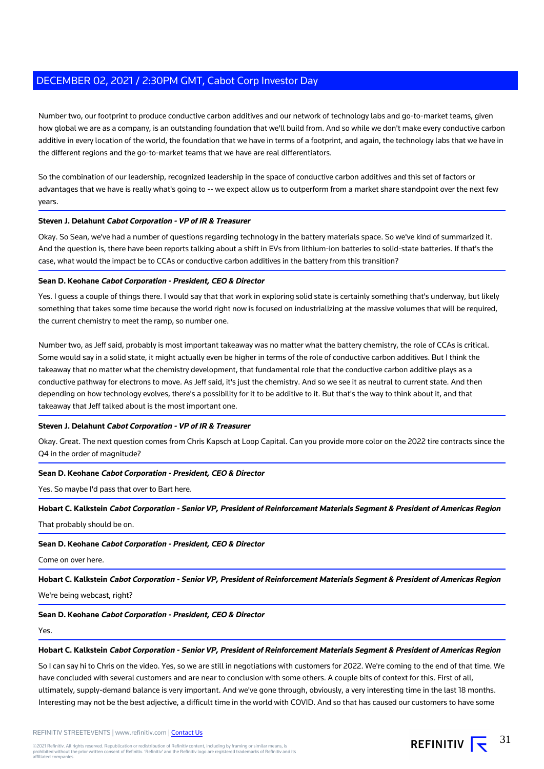Number two, our footprint to produce conductive carbon additives and our network of technology labs and go-to-market teams, given how global we are as a company, is an outstanding foundation that we'll build from. And so while we don't make every conductive carbon additive in every location of the world, the foundation that we have in terms of a footprint, and again, the technology labs that we have in the different regions and the go-to-market teams that we have are real differentiators.

So the combination of our leadership, recognized leadership in the space of conductive carbon additives and this set of factors or advantages that we have is really what's going to -- we expect allow us to outperform from a market share standpoint over the next few years.

**Steven J. Delahunt** ***Cabot Corporation - VP of IR & Treasurer***

Okay. So Sean, we've had a number of questions regarding technology in the battery materials space. So we've kind of summarized it. And the question is, there have been reports talking about a shift in EVs from lithium-ion batteries to solid-state batteries. If that's the case, what would the impact be to CCAs or conductive carbon additives in the battery from this transition?

**Sean D. Keohane** ***Cabot Corporation - President, CEO & Director***

Yes. I guess a couple of things there. I would say that that work in exploring solid state is certainly something that's underway, but likely something that takes some time because the world right now is focused on industrializing at the massive volumes that will be required, the current chemistry to meet the ramp, so number one.

Number two, as Jeff said, probably is most important takeaway was no matter what the battery chemistry, the role of CCAs is critical. Some would say in a solid state, it might actually even be higher in terms of the role of conductive carbon additives. But I think the takeaway that no matter what the chemistry development, that fundamental role that the conductive carbon additive plays as a conductive pathway for electrons to move. As Jeff said, it's just the chemistry. And so we see it as neutral to current state. And then depending on how technology evolves, there's a possibility for it to be additive to it. But that's the way to think about it, and that takeaway that Jeff talked about is the most important one.

**Steven J. Delahunt** ***Cabot Corporation - VP of IR & Treasurer***

Okay. Great. The next question comes from Chris Kapsch at Loop Capital. Can you provide more color on the 2022 tire contracts since the Q4 in the order of magnitude?

**Sean D. Keohane** ***Cabot Corporation - President, CEO & Director***

Yes. So maybe I'd pass that over to Bart here.

**Hobart C. Kalkstein** ***Cabot Corporation - Senior VP, President of Reinforcement Materials Segment & President of Americas Region***

That probably should be on.

**Sean D. Keohane** ***Cabot Corporation - President, CEO & Director***

Come on over here.

**Hobart C. Kalkstein** ***Cabot Corporation - Senior VP, President of Reinforcement Materials Segment & President of Americas Region***

We're being webcast, right?

**Sean D. Keohane** ***Cabot Corporation - President, CEO & Director***

Yes.

**Hobart C. Kalkstein** ***Cabot Corporation - Senior VP, President of Reinforcement Materials Segment & President of Americas Region***

So I can say hi to Chris on the video. Yes, so we are still in negotiations with customers for 2022. We're coming to the end of that time. We have concluded with several customers and are near to conclusion with some others. A couple bits of context for this. First of all, ultimately, supply-demand balance is very important. And we've gone through, obviously, a very interesting time in the last 18 months. Interesting may not be the best adjective, a difficult time in the world with COVID. And so that has caused our customers to have some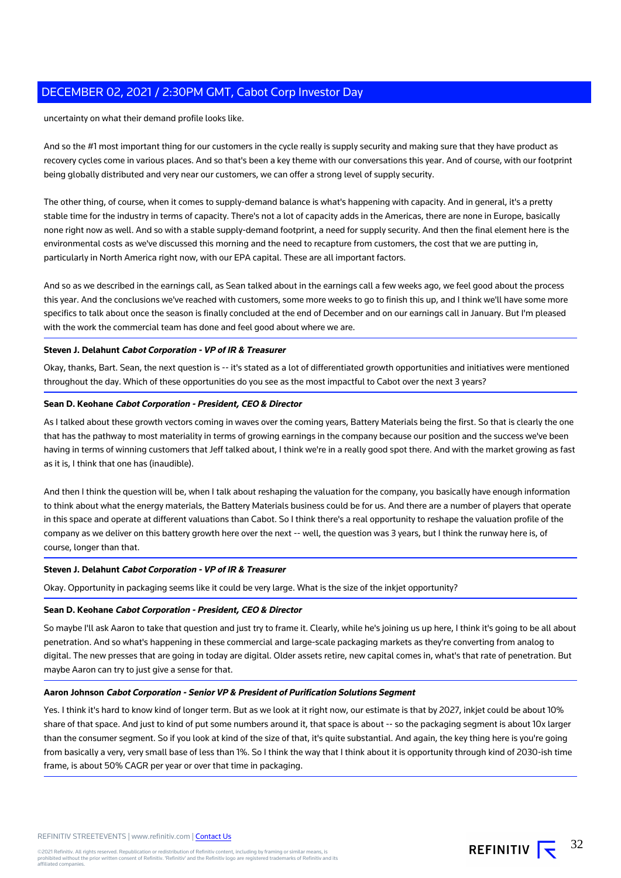uncertainty on what their demand profile looks like.

And so the #1 most important thing for our customers in the cycle really is supply security and making sure that they have product as recovery cycles come in various places. And so that's been a key theme with our conversations this year. And of course, with our footprint being globally distributed and very near our customers, we can offer a strong level of supply security.

The other thing, of course, when it comes to supply-demand balance is what's happening with capacity. And in general, it's a pretty stable time for the industry in terms of capacity. There's not a lot of capacity adds in the Americas, there are none in Europe, basically none right now as well. And so with a stable supply-demand footprint, a need for supply security. And then the final element here is the environmental costs as we've discussed this morning and the need to recapture from customers, the cost that we are putting in, particularly in North America right now, with our EPA capital. These are all important factors.

And so as we described in the earnings call, as Sean talked about in the earnings call a few weeks ago, we feel good about the process this year. And the conclusions we've reached with customers, some more weeks to go to finish this up, and I think we'll have some more specifics to talk about once the season is finally concluded at the end of December and on our earnings call in January. But I'm pleased with the work the commercial team has done and feel good about where we are.

**Steven J. Delahunt** ***Cabot Corporation - VP of IR & Treasurer***

Okay, thanks, Bart. Sean, the next question is -- it's stated as a lot of differentiated growth opportunities and initiatives were mentioned throughout the day. Which of these opportunities do you see as the most impactful to Cabot over the next 3 years?

**Sean D. Keohane** ***Cabot Corporation - President, CEO & Director***

As I talked about these growth vectors coming in waves over the coming years, Battery Materials being the first. So that is clearly the one that has the pathway to most materiality in terms of growing earnings in the company because our position and the success we've been having in terms of winning customers that Jeff talked about, I think we're in a really good spot there. And with the market growing as fast as it is, I think that one has (inaudible).

And then I think the question will be, when I talk about reshaping the valuation for the company, you basically have enough information to think about what the energy materials, the Battery Materials business could be for us. And there are a number of players that operate in this space and operate at different valuations than Cabot. So I think there's a real opportunity to reshape the valuation profile of the company as we deliver on this battery growth here over the next -- well, the question was 3 years, but I think the runway here is, of course, longer than that.

**Steven J. Delahunt** ***Cabot Corporation - VP of IR & Treasurer***

Okay. Opportunity in packaging seems like it could be very large. What is the size of the inkjet opportunity?

**Sean D. Keohane** ***Cabot Corporation - President, CEO & Director***

So maybe I'll ask Aaron to take that question and just try to frame it. Clearly, while he's joining us up here, I think it's going to be all about penetration. And so what's happening in these commercial and large-scale packaging markets as they're converting from analog to digital. The new presses that are going in today are digital. Older assets retire, new capital comes in, what's that rate of penetration. But maybe Aaron can try to just give a sense for that.

**Aaron Johnson** ***Cabot Corporation - Senior VP & President of Purification Solutions Segment***

Yes. I think it's hard to know kind of longer term. But as we look at it right now, our estimate is that by 2027, inkjet could be about 10% share of that space. And just to kind of put some numbers around it, that space is about -- so the packaging segment is about 10x larger than the consumer segment. So if you look at kind of the size of that, it's quite substantial. And again, the key thing here is you're going from basically a very, very small base of less than 1%. So I think the way that I think about it is opportunity through kind of 2030-ish time frame, is about 50% CAGR per year or over that time in packaging.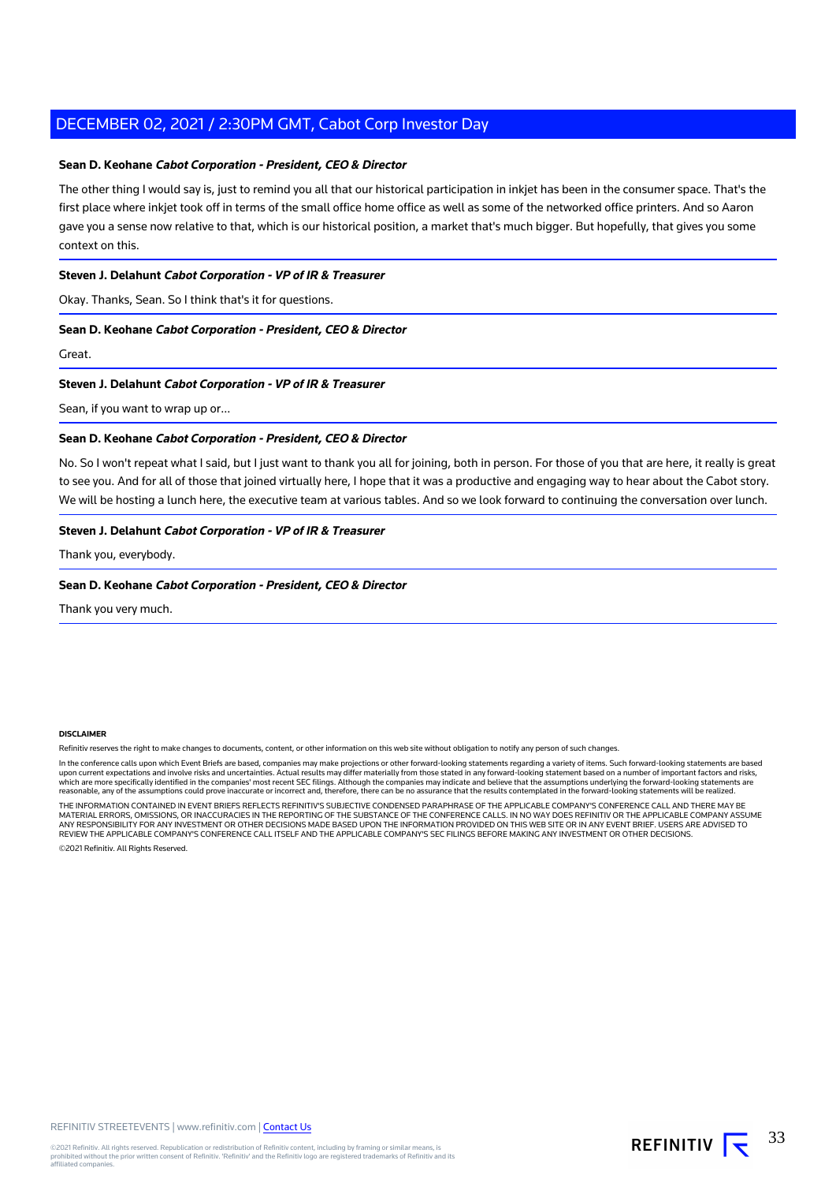**Sean D. Keohane** ***Cabot Corporation - President, CEO & Director***

The other thing I would say is, just to remind you all that our historical participation in inkjet has been in the consumer space. That's the first place where inkjet took off in terms of the small office home office as well as some of the networked office printers. And so Aaron gave you a sense now relative to that, which is our historical position, a market that's much bigger. But hopefully, that gives you some context on this.

**Steven J. Delahunt** ***Cabot Corporation - VP of IR & Treasurer***

Okay. Thanks, Sean. So I think that's it for questions.

**Sean D. Keohane** ***Cabot Corporation - President, CEO & Director***

Great.

**Steven J. Delahunt** ***Cabot Corporation - VP of IR & Treasurer***

Sean, if you want to wrap up or...

**Sean D. Keohane** ***Cabot Corporation - President, CEO & Director***

No. So I won't repeat what I said, but I just want to thank you all for joining, both in person. For those of you that are here, it really is great to see you. And for all of those that joined virtually here, I hope that it was a productive and engaging way to hear about the Cabot story. We will be hosting a lunch here, the executive team at various tables. And so we look forward to continuing the conversation over lunch.

**Steven J. Delahunt** ***Cabot Corporation - VP of IR & Treasurer***

Thank you, everybody.

**Sean D. Keohane** ***Cabot Corporation - President, CEO & Director***

Thank you very much.

**DISCLAIMER**

Refinitiv reserves the right to make changes to documents, content, or other information on this web site without obligation to notify any person of such changes.

In the conference calls upon which Event Briefs are based, companies may make projections or other forward-looking statements regarding a variety of items. Such forward-looking statements are based upon current expectations and involve risks and uncertainties. Actual results may differ materially from those stated in any forward-looking statement based on a number of important factors and risks, which are more specifically identified in the companies' most recent SEC filings. Although the companies may indicate and believe that the assumptions underlying the forward-looking statements are reasonable, any of the assumptions could prove inaccurate or incorrect and, therefore, there can be no assurance that the results contemplated in the forward-looking statements will be realized.

THE INFORMATION CONTAINED IN EVENT BRIEFS REFLECTS REFINITIV'S SUBJECTIVE CONDENSED PARAPHRASE OF THE APPLICABLE COMPANY'S CONFERENCE CALL AND THERE MAY BE MATERIAL ERRORS, OMISSIONS, OR INACCURACIES IN THE REPORTING OF THE SUBSTANCE OF THE CONFERENCE CALLS. IN NO WAY DOES REFINITIV OR THE APPLICABLE COMPANY ASSUME ANY RESPONSIBILITY FOR ANY INVESTMENT OR OTHER DECISIONS MADE BASED UPON THE INFORMATION PROVIDED ON THIS WEB SITE OR IN ANY EVENT BRIEF. USERS ARE ADVISED TO REVIEW THE APPLICABLE COMPANY'S CONFERENCE CALL ITSELF AND THE APPLICABLE COMPANY'S SEC FILINGS BEFORE MAKING ANY INVESTMENT OR OTHER DECISIONS.

©2021 Refinitiv. All Rights Reserved.